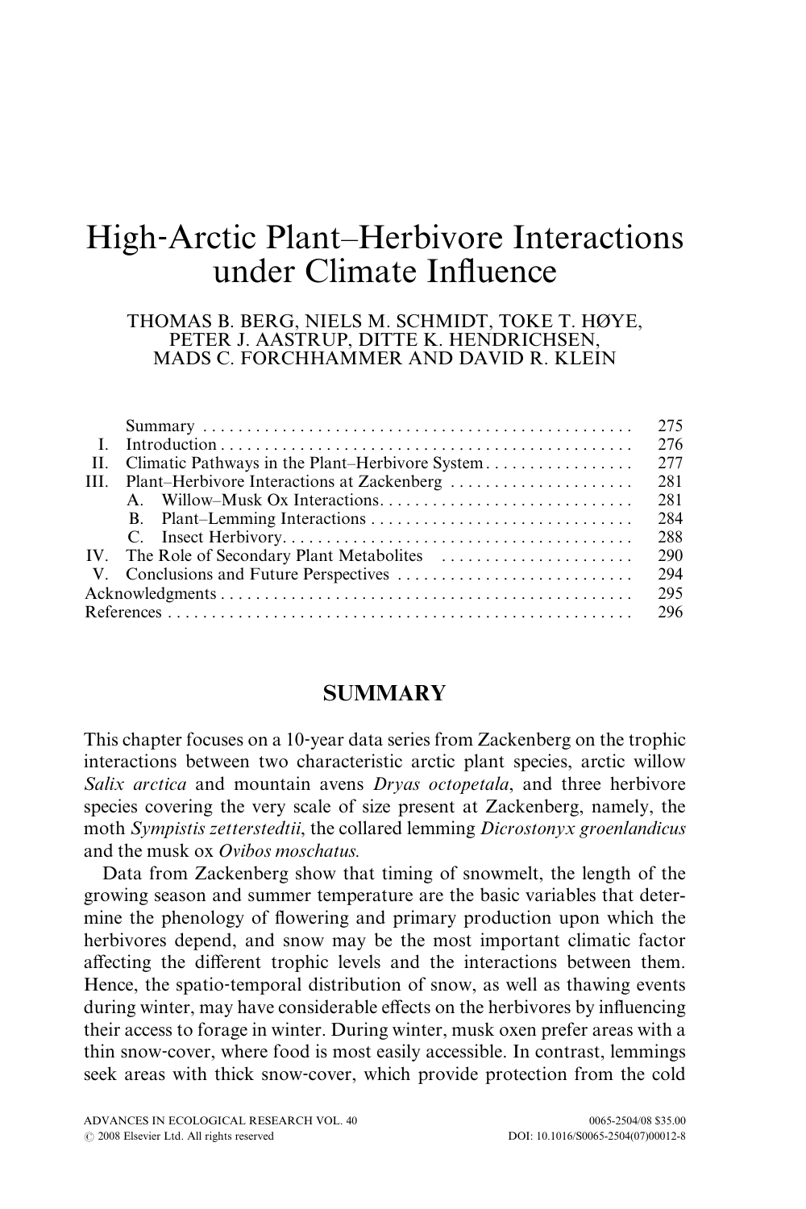# High-Arctic Plant–Herbivore Interactions under Climate Influence

THOMAS B. BERG, NIELS M. SCHMIDT, TOKE T. HØYE, PETER J. AASTRUP, DITTE K. HENDRICHSEN, MADS C. FORCHHAMMER AND DAVID R. KLEIN

| | | |
|---|---|---|
| | Summary | 275 |
| I. | Introduction | 276 |
| II. | Climatic Pathways in the Plant–Herbivore System | 277 |
| III. | Plant–Herbivore Interactions at Zackenberg | 281 |
| | A. Willow–Musk Ox Interactions | 281 |
| | B. Plant–Lemming Interactions | 284 |
| | C. Insect Herbivory | 288 |
| IV. | The Role of Secondary Plant Metabolites | 290 |
| V. | Conclusions and Future Perspectives | 294 |
| Acknowledgments | | 295 |
| References | | 296 |

## SUMMARY

This chapter focuses on a 10-year data series from Zackenberg on the trophic interactions between two characteristic arctic plant species, arctic willow *Salix arctica* and mountain avens *Dryas octopetala*, and three herbivore species covering the very scale of size present at Zackenberg, namely, the moth *Sympistis zetterstedtii*, the collared lemming *Dicrostonyx groenlandicus* and the musk ox *Ovibos moschatus.*

Data from Zackenberg show that timing of snowmelt, the length of the growing season and summer temperature are the basic variables that determine the phenology of flowering and primary production upon which the herbivores depend, and snow may be the most important climatic factor affecting the different trophic levels and the interactions between them. Hence, the spatio-temporal distribution of snow, as well as thawing events during winter, may have considerable effects on the herbivores by influencing their access to forage in winter. During winter, musk oxen prefer areas with a thin snow-cover, where food is most easily accessible. In contrast, lemmings seek areas with thick snow-cover, which provide protection from the cold

ADVANCES IN ECOLOGICAL RESEARCH VOL. 40 0065-2504/08 $35.00
© 2008 Elsevier Ltd. All rights reserved DOI: 10.1016/S0065-2504(07)00012-8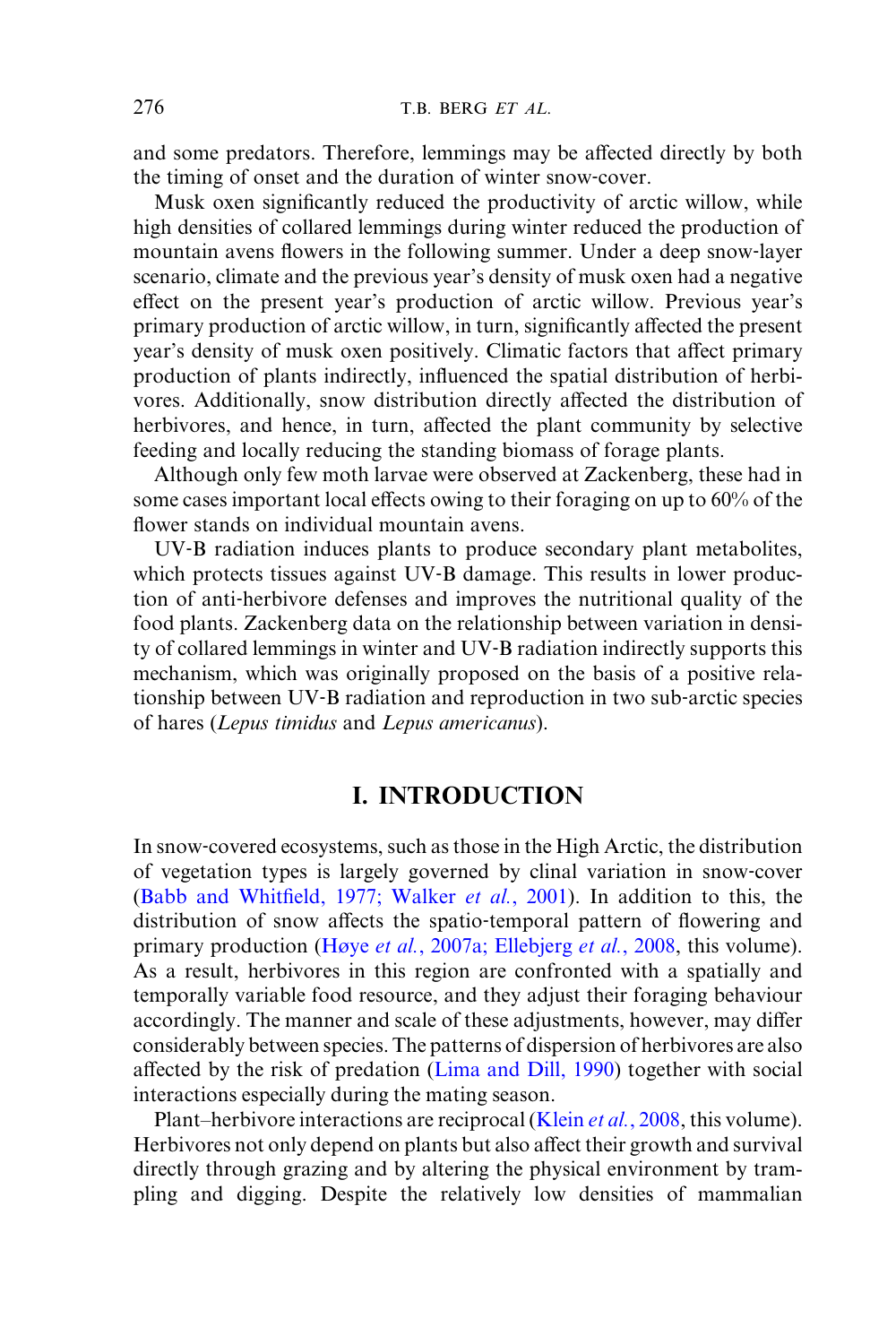and some predators. Therefore, lemmings may be affected directly by both the timing of onset and the duration of winter snow-cover.

Musk oxen significantly reduced the productivity of arctic willow, while high densities of collared lemmings during winter reduced the production of mountain avens flowers in the following summer. Under a deep snow-layer scenario, climate and the previous year's density of musk oxen had a negative effect on the present year's production of arctic willow. Previous year's primary production of arctic willow, in turn, significantly affected the present year's density of musk oxen positively. Climatic factors that affect primary production of plants indirectly, influenced the spatial distribution of herbivores. Additionally, snow distribution directly affected the distribution of herbivores, and hence, in turn, affected the plant community by selective feeding and locally reducing the standing biomass of forage plants.

Although only few moth larvae were observed at Zackenberg, these had in some cases important local effects owing to their foraging on up to 60% of the flower stands on individual mountain avens.

UV-B radiation induces plants to produce secondary plant metabolites, which protects tissues against UV-B damage. This results in lower production of anti-herbivore defenses and improves the nutritional quality of the food plants. Zackenberg data on the relationship between variation in density of collared lemmings in winter and UV-B radiation indirectly supports this mechanism, which was originally proposed on the basis of a positive relationship between UV-B radiation and reproduction in two sub-arctic species of hares (*Lepus timidus* and *Lepus americanus*).

## I. INTRODUCTION

In snow-covered ecosystems, such as those in the High Arctic, the distribution of vegetation types is largely governed by clinal variation in snow-cover (Babb and Whitfield, 1977; Walker *et al.*, 2001). In addition to this, the distribution of snow affects the spatio-temporal pattern of flowering and primary production (Høye *et al.*, 2007a; Ellebjerg *et al.*, 2008, this volume). As a result, herbivores in this region are confronted with a spatially and temporally variable food resource, and they adjust their foraging behaviour accordingly. The manner and scale of these adjustments, however, may differ considerably between species. The patterns of dispersion of herbivores are also affected by the risk of predation (Lima and Dill, 1990) together with social interactions especially during the mating season.

Plant–herbivore interactions are reciprocal (Klein *et al.*, 2008, this volume). Herbivores not only depend on plants but also affect their growth and survival directly through grazing and by altering the physical environment by trampling and digging. Despite the relatively low densities of mammalian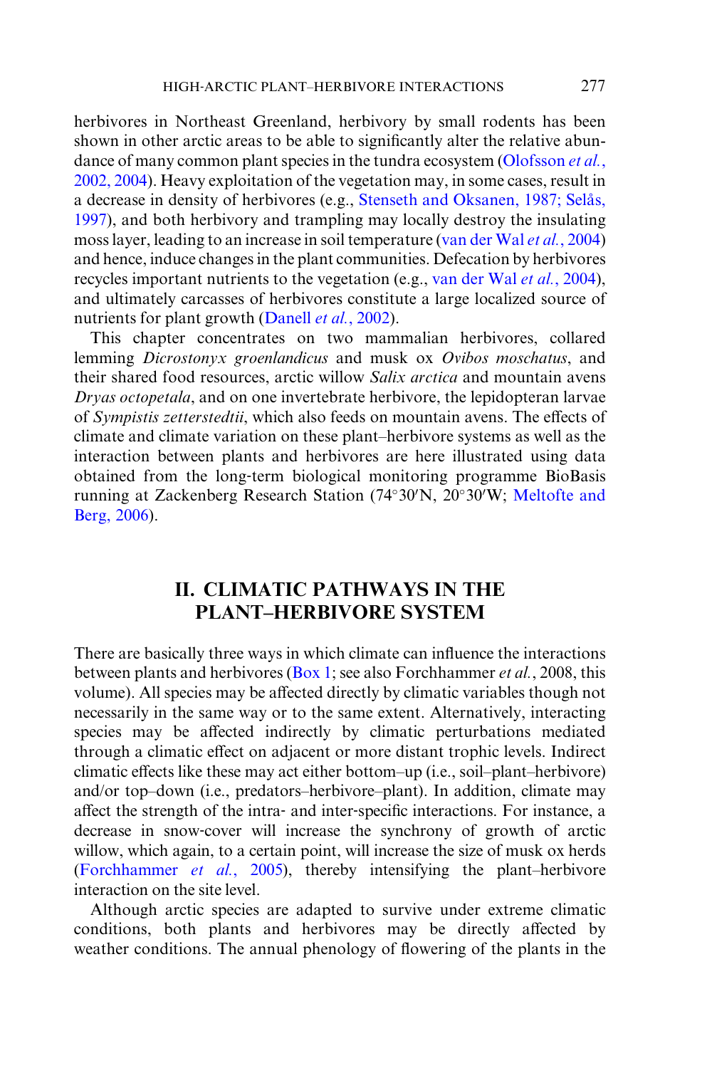herbivores in Northeast Greenland, herbivory by small rodents has been shown in other arctic areas to be able to significantly alter the relative abundance of many common plant species in the tundra ecosystem (Olofsson *et al.*, 2002, 2004). Heavy exploitation of the vegetation may, in some cases, result in a decrease in density of herbivores (e.g., Stenseth and Oksanen, 1987; Selås, 1997), and both herbivory and trampling may locally destroy the insulating moss layer, leading to an increase in soil temperature (van der Wal *et al.*, 2004) and hence, induce changes in the plant communities. Defecation by herbivores recycles important nutrients to the vegetation (e.g., van der Wal *et al.*, 2004), and ultimately carcasses of herbivores constitute a large localized source of nutrients for plant growth (Danell *et al.*, 2002).

This chapter concentrates on two mammalian herbivores, collared lemming *Dicrostonyx groenlandicus* and musk ox *Ovibos moschatus*, and their shared food resources, arctic willow *Salix arctica* and mountain avens *Dryas octopetala*, and on one invertebrate herbivore, the lepidopteran larvae of *Sympistis zetterstedtii*, which also feeds on mountain avens. The effects of climate and climate variation on these plant–herbivore systems as well as the interaction between plants and herbivores are here illustrated using data obtained from the long-term biological monitoring programme BioBasis running at Zackenberg Research Station (74°30′N, 20°30′W; Meltofte and Berg, 2006).

## II. CLIMATIC PATHWAYS IN THE PLANT–HERBIVORE SYSTEM

There are basically three ways in which climate can influence the interactions between plants and herbivores (Box 1; see also Forchhammer *et al.*, 2008, this volume). All species may be affected directly by climatic variables though not necessarily in the same way or to the same extent. Alternatively, interacting species may be affected indirectly by climatic perturbations mediated through a climatic effect on adjacent or more distant trophic levels. Indirect climatic effects like these may act either bottom–up (i.e., soil–plant–herbivore) and/or top–down (i.e., predators–herbivore–plant). In addition, climate may affect the strength of the intra- and inter-specific interactions. For instance, a decrease in snow-cover will increase the synchrony of growth of arctic willow, which again, to a certain point, will increase the size of musk ox herds (Forchhammer *et al.*, 2005), thereby intensifying the plant–herbivore interaction on the site level.

Although arctic species are adapted to survive under extreme climatic conditions, both plants and herbivores may be directly affected by weather conditions. The annual phenology of flowering of the plants in the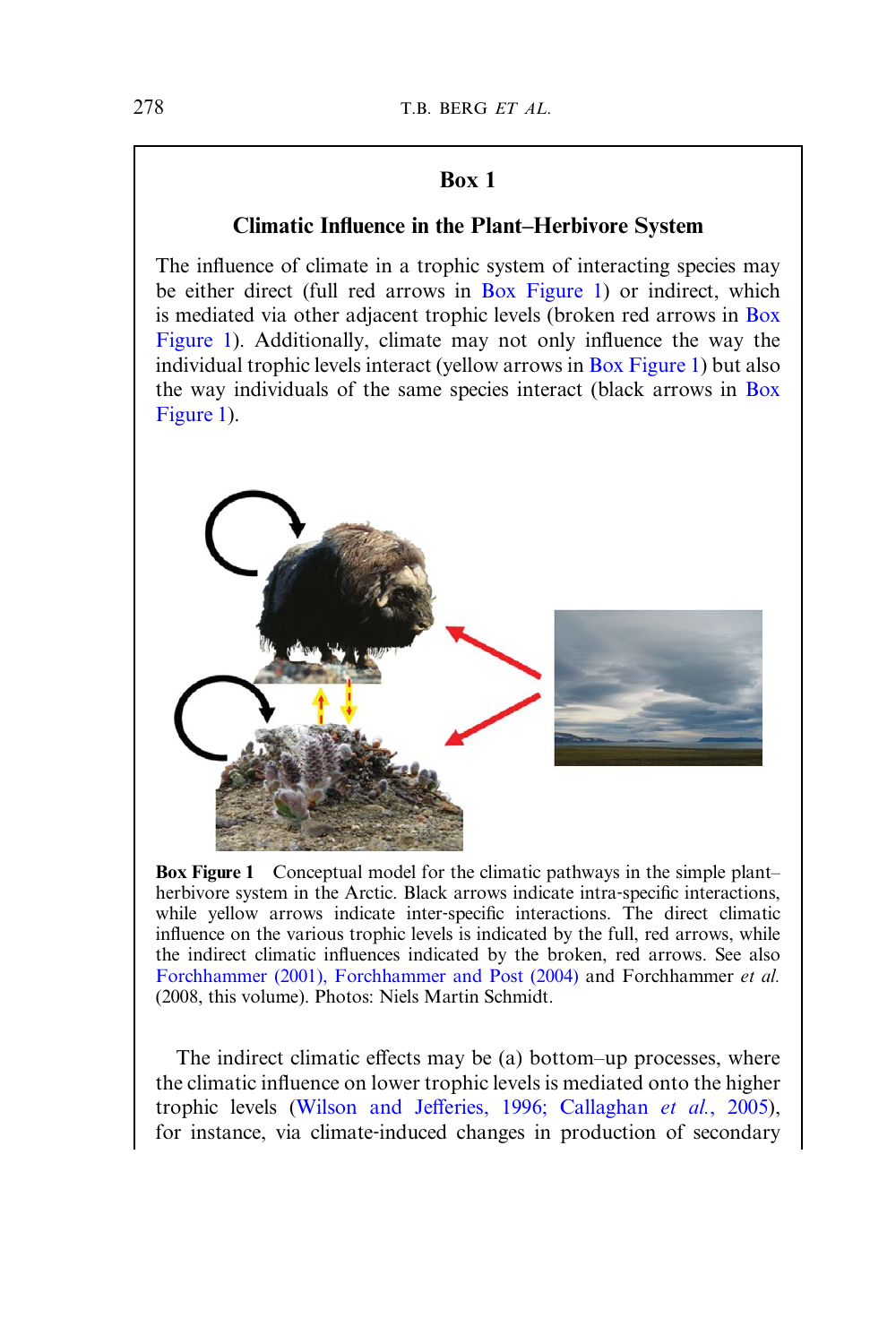## Box 1

### Climatic Influence in the Plant–Herbivore System

The influence of climate in a trophic system of interacting species may be either direct (full red arrows in Box Figure 1) or indirect, which is mediated via other adjacent trophic levels (broken red arrows in Box Figure 1). Additionally, climate may not only influence the way the individual trophic levels interact (yellow arrows in Box Figure 1) but also the way individuals of the same species interact (black arrows in Box Figure 1).

**Box Figure 1** Conceptual model for the climatic pathways in the simple plant–herbivore system in the Arctic. Black arrows indicate intra-specific interactions, while yellow arrows indicate inter-specific interactions. The direct climatic influence on the various trophic levels is indicated by the full, red arrows, while the indirect climatic influences indicated by the broken, red arrows. See also Forchhammer (2001), Forchhammer and Post (2004) and Forchhammer *et al.* (2008, this volume). Photos: Niels Martin Schmidt.

The indirect climatic effects may be (a) bottom–up processes, where the climatic influence on lower trophic levels is mediated onto the higher trophic levels (Wilson and Jefferies, 1996; Callaghan *et al.*, 2005), for instance, via climate-induced changes in production of secondary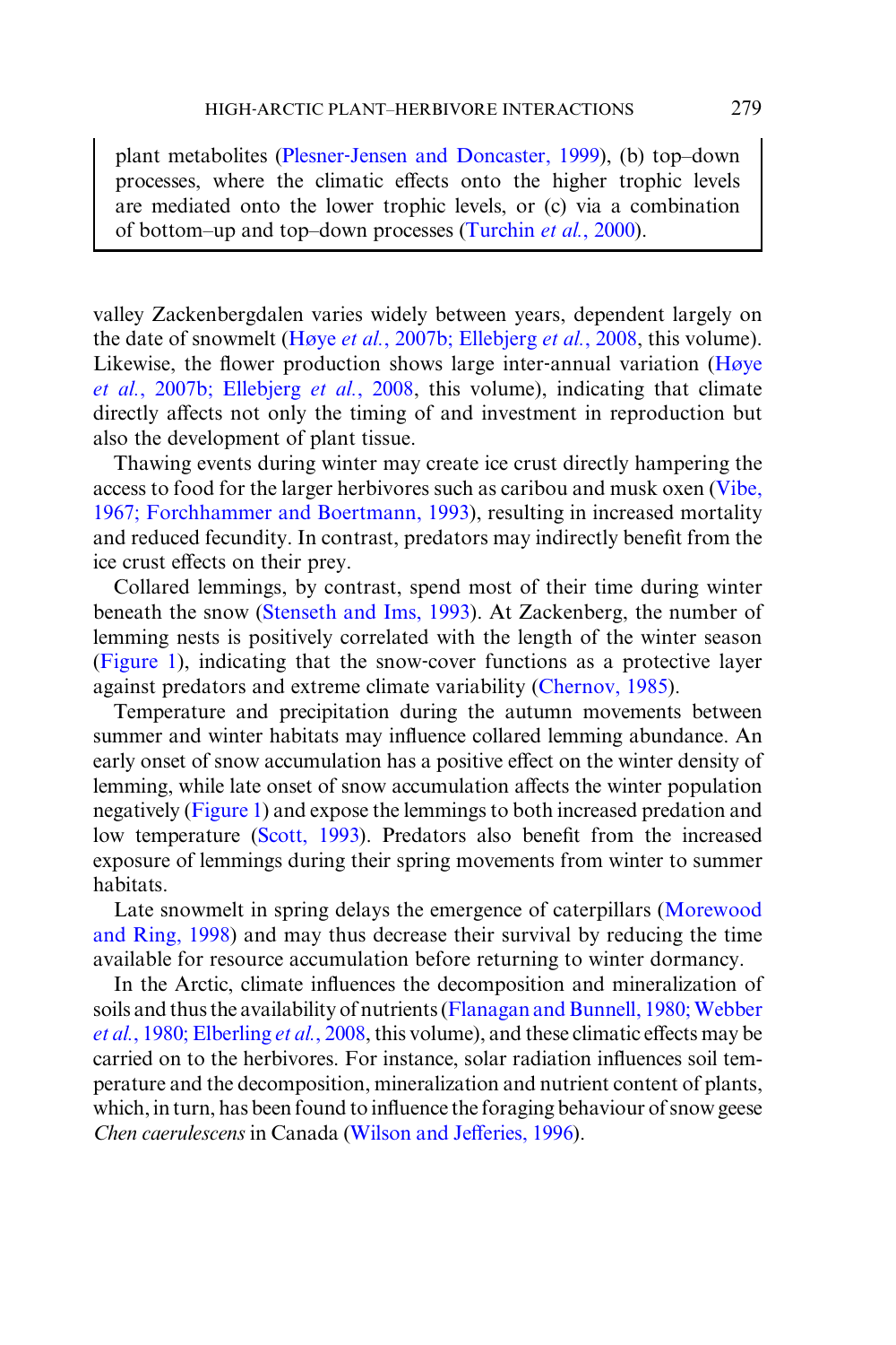plant metabolites (Plesner-Jensen and Doncaster, 1999), (b) top–down processes, where the climatic effects onto the higher trophic levels are mediated onto the lower trophic levels, or (c) via a combination of bottom–up and top–down processes (Turchin *et al.*, 2000).

valley Zackenbergdalen varies widely between years, dependent largely on the date of snowmelt (Høye *et al.*, 2007b; Ellebjerg *et al.*, 2008, this volume). Likewise, the flower production shows large inter-annual variation (Høye *et al.*, 2007b; Ellebjerg *et al.*, 2008, this volume), indicating that climate directly affects not only the timing of and investment in reproduction but also the development of plant tissue.

Thawing events during winter may create ice crust directly hampering the access to food for the larger herbivores such as caribou and musk oxen (Vibe, 1967; Forchhammer and Boertmann, 1993), resulting in increased mortality and reduced fecundity. In contrast, predators may indirectly benefit from the ice crust effects on their prey.

Collared lemmings, by contrast, spend most of their time during winter beneath the snow (Stenseth and Ims, 1993). At Zackenberg, the number of lemming nests is positively correlated with the length of the winter season (Figure 1), indicating that the snow-cover functions as a protective layer against predators and extreme climate variability (Chernov, 1985).

Temperature and precipitation during the autumn movements between summer and winter habitats may influence collared lemming abundance. An early onset of snow accumulation has a positive effect on the winter density of lemming, while late onset of snow accumulation affects the winter population negatively (Figure 1) and expose the lemmings to both increased predation and low temperature (Scott, 1993). Predators also benefit from the increased exposure of lemmings during their spring movements from winter to summer habitats.

Late snowmelt in spring delays the emergence of caterpillars (Morewood and Ring, 1998) and may thus decrease their survival by reducing the time available for resource accumulation before returning to winter dormancy.

In the Arctic, climate influences the decomposition and mineralization of soils and thus the availability of nutrients (Flanagan and Bunnell, 1980; Webber *et al.*, 1980; Elberling *et al.*, 2008, this volume), and these climatic effects may be carried on to the herbivores. For instance, solar radiation influences soil temperature and the decomposition, mineralization and nutrient content of plants, which, in turn, has been found to influence the foraging behaviour of snow geese *Chen caerulescens* in Canada (Wilson and Jefferies, 1996).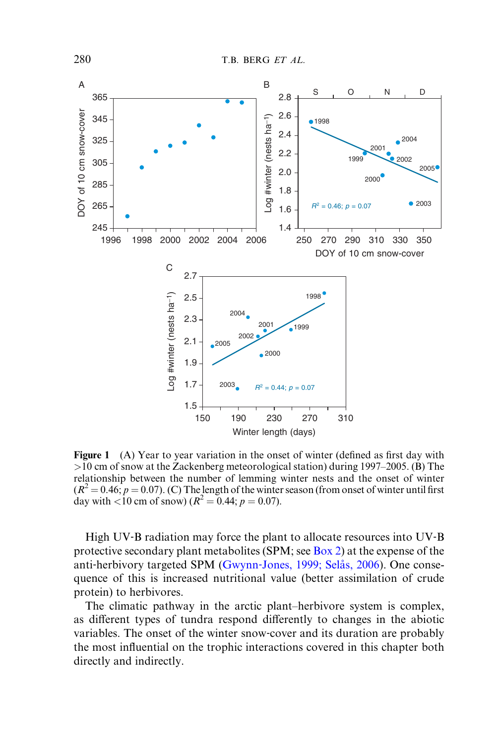**Figure 1** (A) Year to year variation in the onset of winter (defined as first day with >10 cm of snow at the Zackenberg meteorological station) during 1997–2005. (B) The relationship between the number of lemming winter nests and the onset of winter ($R^2 = 0.46$; $p = 0.07$). (C) The length of the winter season (from onset of winter until first day with <10 cm of snow) ($R^2 = 0.44$; $p = 0.07$).

High UV-B radiation may force the plant to allocate resources into UV-B protective secondary plant metabolites (SPM; see Box 2) at the expense of the anti-herbivory targeted SPM (Gwynn-Jones, 1999; Selås, 2006). One consequence of this is increased nutritional value (better assimilation of crude protein) to herbivores.

The climatic pathway in the arctic plant–herbivore system is complex, as different types of tundra respond differently to changes in the abiotic variables. The onset of the winter snow-cover and its duration are probably the most influential on the trophic interactions covered in this chapter both directly and indirectly.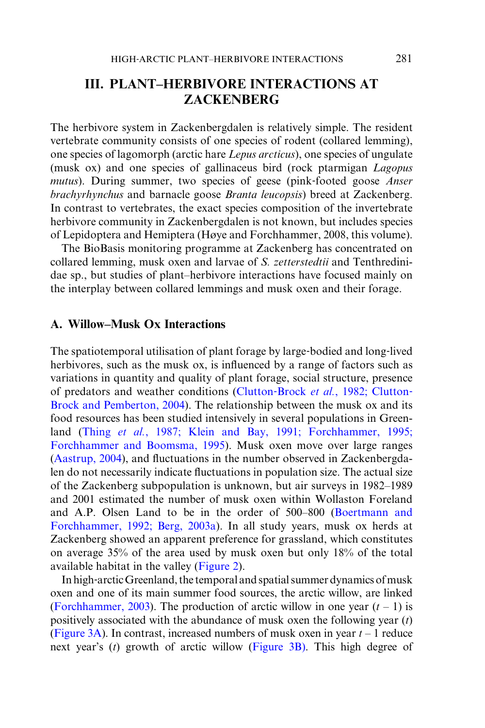## III. PLANT–HERBIVORE INTERACTIONS AT ZACKENBERG

The herbivore system in Zackenbergdalen is relatively simple. The resident vertebrate community consists of one species of rodent (collared lemming), one species of lagomorph (arctic hare *Lepus arcticus*), one species of ungulate (musk ox) and one species of gallinaceus bird (rock ptarmigan *Lagopus mutus*). During summer, two species of geese (pink-footed goose *Anser brachyrhynchus* and barnacle goose *Branta leucopsis*) breed at Zackenberg. In contrast to vertebrates, the exact species composition of the invertebrate herbivore community in Zackenbergdalen is not known, but includes species of Lepidoptera and Hemiptera (Høye and Forchhammer, 2008, this volume).

The BioBasis monitoring programme at Zackenberg has concentrated on collared lemming, musk oxen and larvae of *S. zetterstedtii* and Tenthredinidae sp., but studies of plant–herbivore interactions have focused mainly on the interplay between collared lemmings and musk oxen and their forage.

### A. Willow–Musk Ox Interactions

The spatiotemporal utilisation of plant forage by large-bodied and long-lived herbivores, such as the musk ox, is influenced by a range of factors such as variations in quantity and quality of plant forage, social structure, presence of predators and weather conditions (Clutton-Brock *et al.*, 1982; Clutton-Brock and Pemberton, 2004). The relationship between the musk ox and its food resources has been studied intensively in several populations in Greenland (Thing *et al.*, 1987; Klein and Bay, 1991; Forchhammer, 1995; Forchhammer and Boomsma, 1995). Musk oxen move over large ranges (Aastrup, 2004), and fluctuations in the number observed in Zackenbergdalen do not necessarily indicate fluctuations in population size. The actual size of the Zackenberg subpopulation is unknown, but air surveys in 1982–1989 and 2001 estimated the number of musk oxen within Wollaston Foreland and A.P. Olsen Land to be in the order of 500–800 (Boertmann and Forchhammer, 1992; Berg, 2003a). In all study years, musk ox herds at Zackenberg showed an apparent preference for grassland, which constitutes on average 35% of the area used by musk oxen but only 18% of the total available habitat in the valley (Figure 2).

In high-arctic Greenland, the temporal and spatial summer dynamics of musk oxen and one of its main summer food sources, the arctic willow, are linked (Forchhammer, 2003). The production of arctic willow in one year ($t - 1$) is positively associated with the abundance of musk oxen the following year ($t$) (Figure 3A). In contrast, increased numbers of musk oxen in year $t - 1$ reduce next year's ($t$) growth of arctic willow (Figure 3B). This high degree of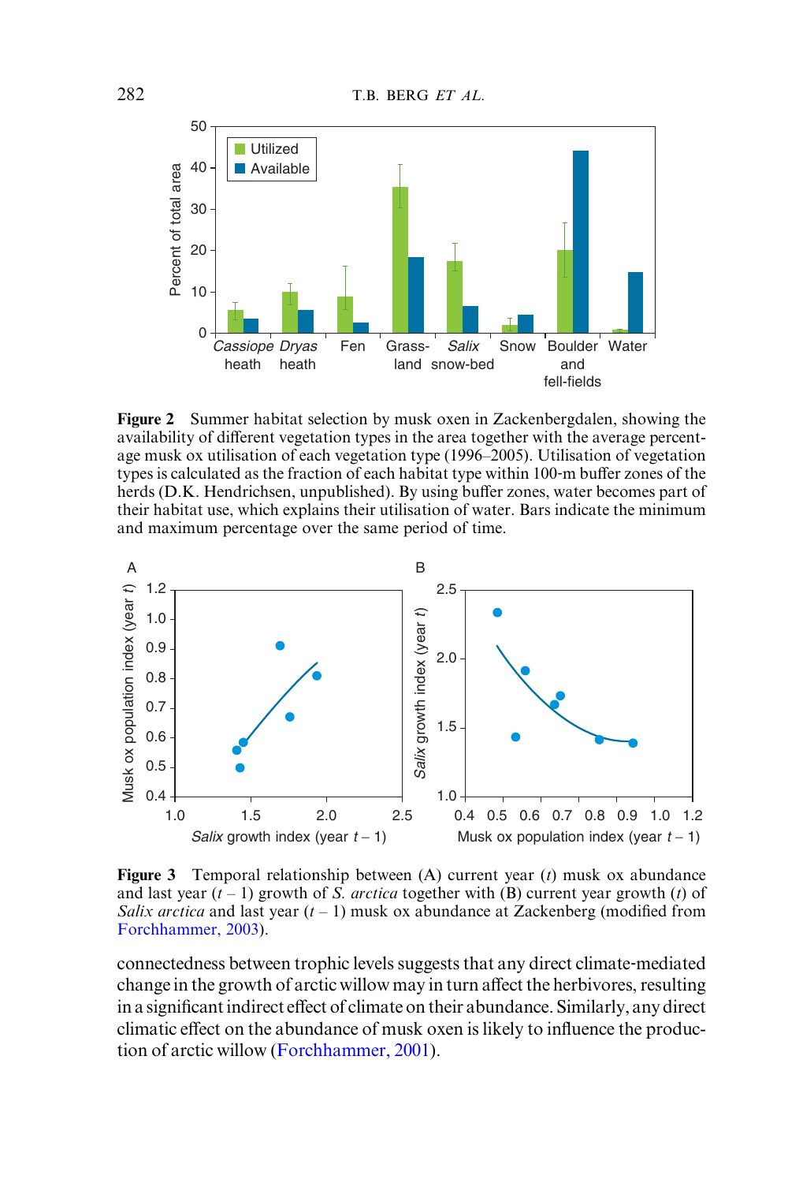**Figure 2** Summer habitat selection by musk oxen in Zackenbergdalen, showing the availability of different vegetation types in the area together with the average percentage musk ox utilisation of each vegetation type (1996–2005). Utilisation of vegetation types is calculated as the fraction of each habitat type within 100-m buffer zones of the herds (D.K. Hendrichsen, unpublished). By using buffer zones, water becomes part of their habitat use, which explains their utilisation of water. Bars indicate the minimum and maximum percentage over the same period of time.

**Figure 3** Temporal relationship between (A) current year ($t$) musk ox abundance and last year ($t - 1$) growth of *S. arctica* together with (B) current year growth ($t$) of *Salix arctica* and last year ($t - 1$) musk ox abundance at Zackenberg (modified from Forchhammer, 2003).

connectedness between trophic levels suggests that any direct climate-mediated change in the growth of arctic willow may in turn affect the herbivores, resulting in a significant indirect effect of climate on their abundance. Similarly, any direct climatic effect on the abundance of musk oxen is likely to influence the production of arctic willow (Forchhammer, 2001).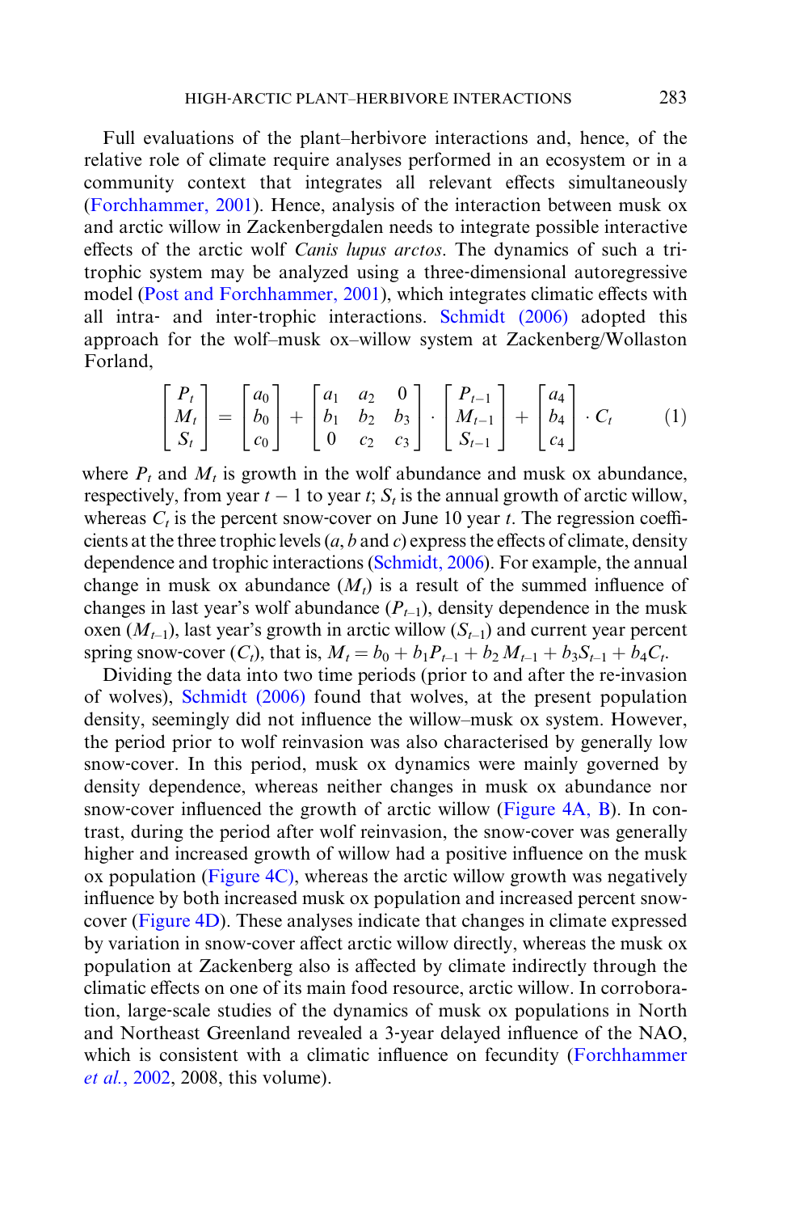Full evaluations of the plant–herbivore interactions and, hence, of the relative role of climate require analyses performed in an ecosystem or in a community context that integrates all relevant effects simultaneously (Forchhammer, 2001). Hence, analysis of the interaction between musk ox and arctic willow in Zackenbergdalen needs to integrate possible interactive effects of the arctic wolf *Canis lupus arctos*. The dynamics of such a tri-trophic system may be analyzed using a three-dimensional autoregressive model (Post and Forchhammer, 2001), which integrates climatic effects with all intra- and inter-trophic interactions. Schmidt (2006) adopted this approach for the wolf–musk ox–willow system at Zackenberg/Wollaston Forland,

$$\begin{bmatrix} P_t \\ M_t \\ S_t \end{bmatrix} = \begin{bmatrix} a_0 \\ b_0 \\ c_0 \end{bmatrix} + \begin{bmatrix} a_1 & a_2 & 0 \\ b_1 & b_2 & b_3 \\ 0 & c_2 & c_3 \end{bmatrix} \cdot \begin{bmatrix} P_{t-1} \\ M_{t-1} \\ S_{t-1} \end{bmatrix} + \begin{bmatrix} a_4 \\ b_4 \\ c_4 \end{bmatrix} \cdot C_t \qquad (1)$$

where $P_t$ and $M_t$ is growth in the wolf abundance and musk ox abundance, respectively, from year $t-1$ to year $t$; $S_t$ is the annual growth of arctic willow, whereas $C_t$ is the percent snow-cover on June 10 year $t$. The regression coefficients at the three trophic levels ($a$, $b$ and $c$) express the effects of climate, density dependence and trophic interactions (Schmidt, 2006). For example, the annual change in musk ox abundance ($M_t$) is a result of the summed influence of changes in last year's wolf abundance ($P_{t-1}$), density dependence in the musk oxen ($M_{t-1}$), last year's growth in arctic willow ($S_{t-1}$) and current year percent spring snow-cover ($C_t$), that is, $M_t = b_0 + b_1 P_{t-1} + b_2 M_{t-1} + b_3 S_{t-1} + b_4 C_t$.

Dividing the data into two time periods (prior to and after the re-invasion of wolves), Schmidt (2006) found that wolves, at the present population density, seemingly did not influence the willow–musk ox system. However, the period prior to wolf reinvasion was also characterised by generally low snow-cover. In this period, musk ox dynamics were mainly governed by density dependence, whereas neither changes in musk ox abundance nor snow-cover influenced the growth of arctic willow (Figure 4A, B). In contrast, during the period after wolf reinvasion, the snow-cover was generally higher and increased growth of willow had a positive influence on the musk ox population (Figure 4C), whereas the arctic willow growth was negatively influence by both increased musk ox population and increased percent snow-cover (Figure 4D). These analyses indicate that changes in climate expressed by variation in snow-cover affect arctic willow directly, whereas the musk ox population at Zackenberg also is affected by climate indirectly through the climatic effects on one of its main food resource, arctic willow. In corroboration, large-scale studies of the dynamics of musk ox populations in North and Northeast Greenland revealed a 3-year delayed influence of the NAO, which is consistent with a climatic influence on fecundity (Forchhammer *et al.*, 2002, 2008, this volume).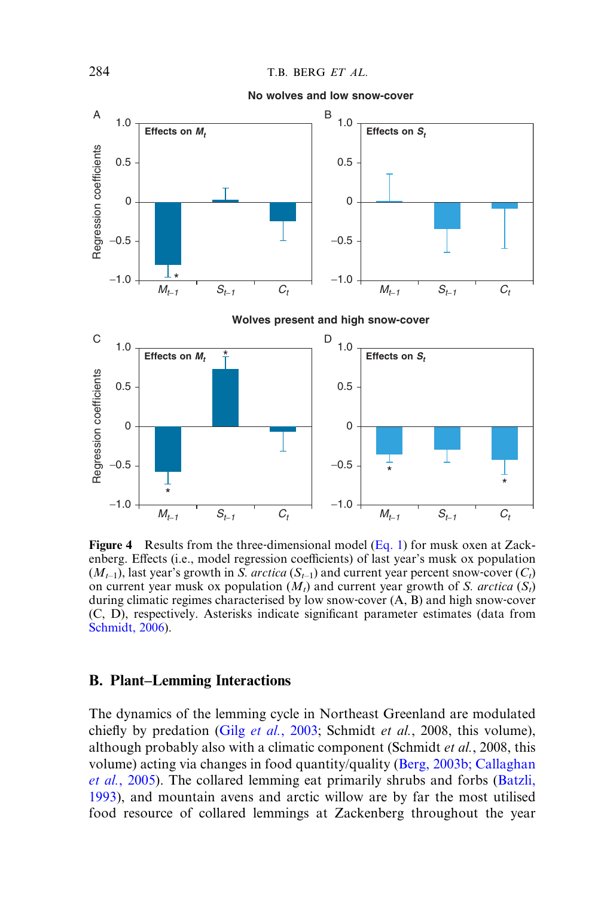Figure 4 Results from the three-dimensional model (Eq. 1) for musk oxen at Zackenberg. Effects (i.e., model regression coefficients) of last year's musk ox population ($M_{t-1}$), last year's growth in *S. arctica* ($S_{t-1}$) and current year percent snow-cover ($C_t$) on current year musk ox population ($M_t$) and current year growth of *S. arctica* ($S_t$) during climatic regimes characterised by low snow-cover (A, B) and high snow-cover (C, D), respectively. Asterisks indicate significant parameter estimates (data from Schmidt, 2006).

## B. Plant–Lemming Interactions

The dynamics of the lemming cycle in Northeast Greenland are modulated chiefly by predation (Gilg *et al.*, 2003; Schmidt *et al.*, 2008, this volume), although probably also with a climatic component (Schmidt *et al.*, 2008, this volume) acting via changes in food quantity/quality (Berg, 2003b; Callaghan *et al.*, 2005). The collared lemming eat primarily shrubs and forbs (Batzli, 1993), and mountain avens and arctic willow are by far the most utilised food resource of collared lemmings at Zackenberg throughout the year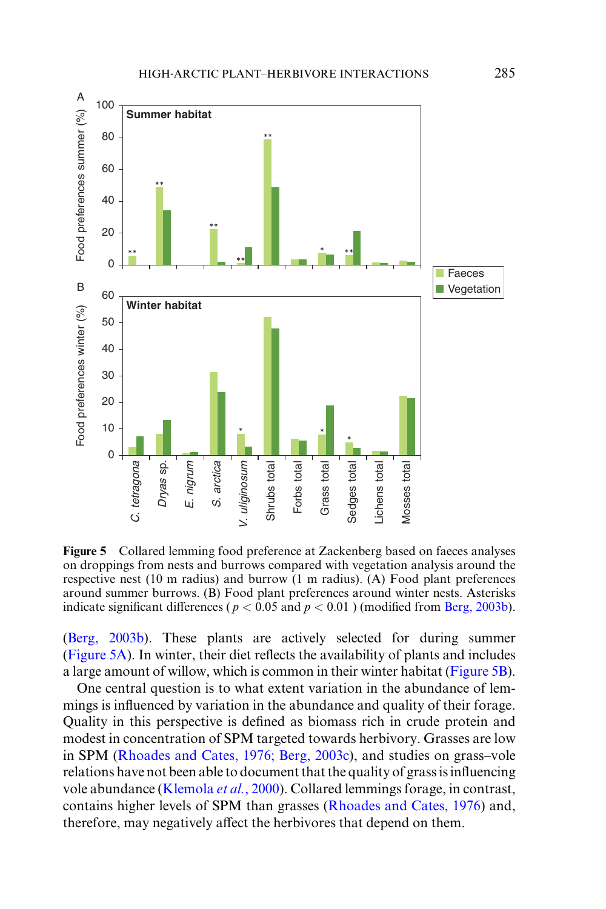**Figure 5** Collared lemming food preference at Zackenberg based on faeces analyses on droppings from nests and burrows compared with vegetation analysis around the respective nest (10 m radius) and burrow (1 m radius). (A) Food plant preferences around summer burrows. (B) Food plant preferences around winter nests. Asterisks indicate significant differences ( $p < 0.05$ and $p < 0.01$ ) (modified from Berg, 2003b).

(Berg, 2003b). These plants are actively selected for during summer (Figure 5A). In winter, their diet reflects the availability of plants and includes a large amount of willow, which is common in their winter habitat (Figure 5B).

One central question is to what extent variation in the abundance of lemmings is influenced by variation in the abundance and quality of their forage. Quality in this perspective is defined as biomass rich in crude protein and modest in concentration of SPM targeted towards herbivory. Grasses are low in SPM (Rhoades and Cates, 1976; Berg, 2003c), and studies on grass–vole relations have not been able to document that the quality of grass is influencing vole abundance (Klemola *et al.*, 2000). Collared lemmings forage, in contrast, contains higher levels of SPM than grasses (Rhoades and Cates, 1976) and, therefore, may negatively affect the herbivores that depend on them.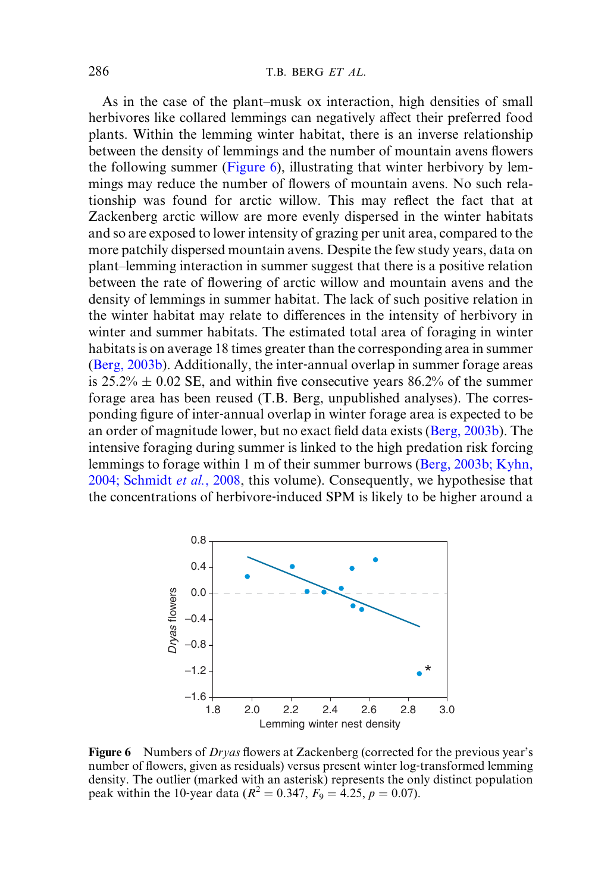As in the case of the plant–musk ox interaction, high densities of small herbivores like collared lemmings can negatively affect their preferred food plants. Within the lemming winter habitat, there is an inverse relationship between the density of lemmings and the number of mountain avens flowers the following summer (Figure 6), illustrating that winter herbivory by lemmings may reduce the number of flowers of mountain avens. No such relationship was found for arctic willow. This may reflect the fact that at Zackenberg arctic willow are more evenly dispersed in the winter habitats and so are exposed to lower intensity of grazing per unit area, compared to the more patchily dispersed mountain avens. Despite the few study years, data on plant–lemming interaction in summer suggest that there is a positive relation between the rate of flowering of arctic willow and mountain avens and the density of lemmings in summer habitat. The lack of such positive relation in the winter habitat may relate to differences in the intensity of herbivory in winter and summer habitats. The estimated total area of foraging in winter habitats is on average 18 times greater than the corresponding area in summer (Berg, 2003b). Additionally, the inter-annual overlap in summer forage areas is 25.2% ± 0.02 SE, and within five consecutive years 86.2% of the summer forage area has been reused (T.B. Berg, unpublished analyses). The corresponding figure of inter-annual overlap in winter forage area is expected to be an order of magnitude lower, but no exact field data exists (Berg, 2003b). The intensive foraging during summer is linked to the high predation risk forcing lemmings to forage within 1 m of their summer burrows (Berg, 2003b; Kyhn, 2004; Schmidt *et al.*, 2008, this volume). Consequently, we hypothesise that the concentrations of herbivore-induced SPM is likely to be higher around a

**Figure 6** Numbers of *Dryas* flowers at Zackenberg (corrected for the previous year's number of flowers, given as residuals) versus present winter log-transformed lemming density. The outlier (marked with an asterisk) represents the only distinct population peak within the 10-year data ($R^2 = 0.347$, $F_9 = 4.25$, $p = 0.07$).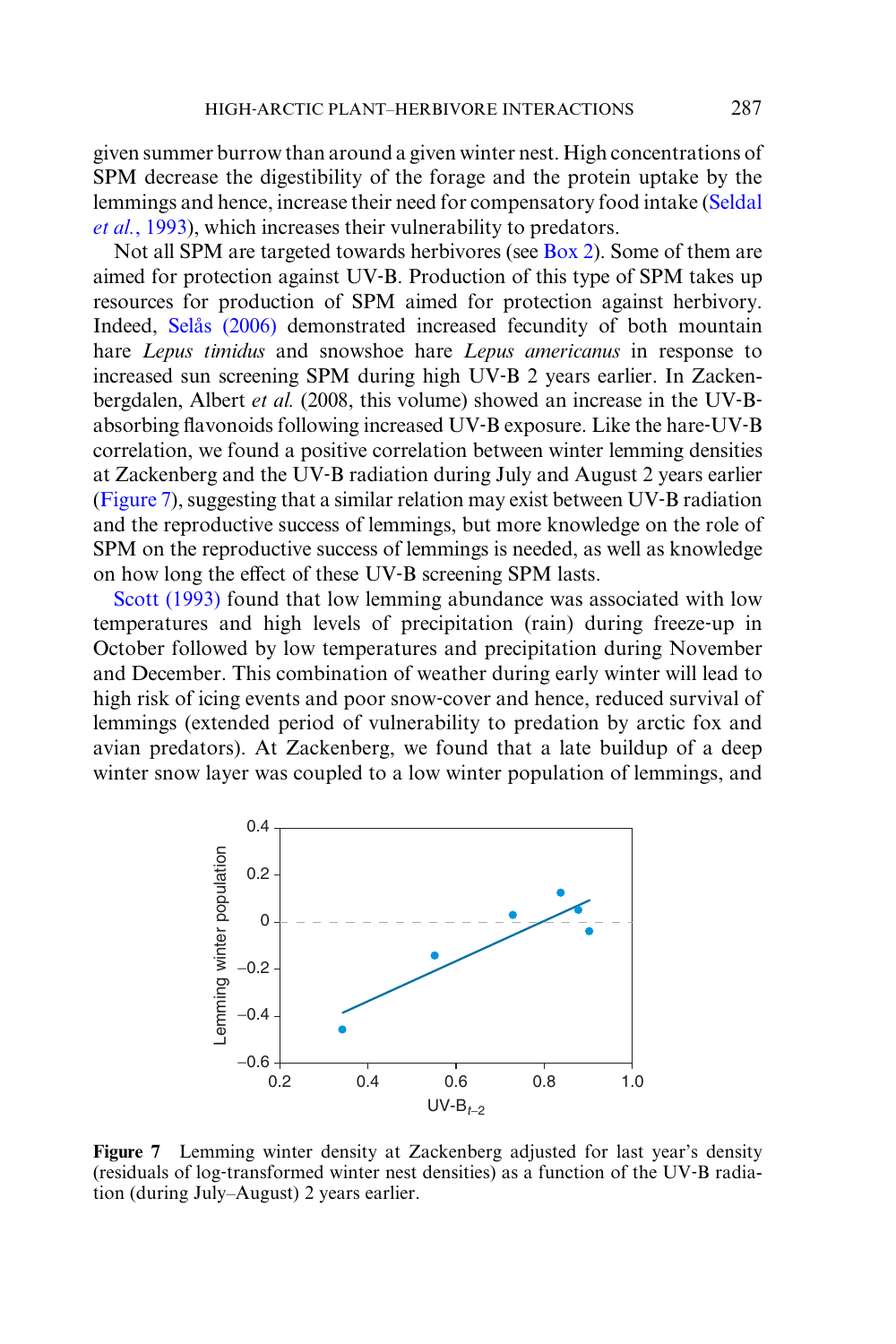given summer burrow than around a given winter nest. High concentrations of SPM decrease the digestibility of the forage and the protein uptake by the lemmings and hence, increase their need for compensatory food intake (Seldal *et al.*, 1993), which increases their vulnerability to predators.

Not all SPM are targeted towards herbivores (see Box 2). Some of them are aimed for protection against UV-B. Production of this type of SPM takes up resources for production of SPM aimed for protection against herbivory. Indeed, Selås (2006) demonstrated increased fecundity of both mountain hare *Lepus timidus* and snowshoe hare *Lepus americanus* in response to increased sun screening SPM during high UV-B 2 years earlier. In Zackenbergdalen, Albert *et al.* (2008, this volume) showed an increase in the UV-B-absorbing flavonoids following increased UV-B exposure. Like the hare-UV-B correlation, we found a positive correlation between winter lemming densities at Zackenberg and the UV-B radiation during July and August 2 years earlier (Figure 7), suggesting that a similar relation may exist between UV-B radiation and the reproductive success of lemmings, but more knowledge on the role of SPM on the reproductive success of lemmings is needed, as well as knowledge on how long the effect of these UV-B screening SPM lasts.

Scott (1993) found that low lemming abundance was associated with low temperatures and high levels of precipitation (rain) during freeze-up in October followed by low temperatures and precipitation during November and December. This combination of weather during early winter will lead to high risk of icing events and poor snow-cover and hence, reduced survival of lemmings (extended period of vulnerability to predation by arctic fox and avian predators). At Zackenberg, we found that a late buildup of a deep winter snow layer was coupled to a low winter population of lemmings, and

**Figure 7** Lemming winter density at Zackenberg adjusted for last year's density (residuals of log-transformed winter nest densities) as a function of the UV-B radiation (during July–August) 2 years earlier.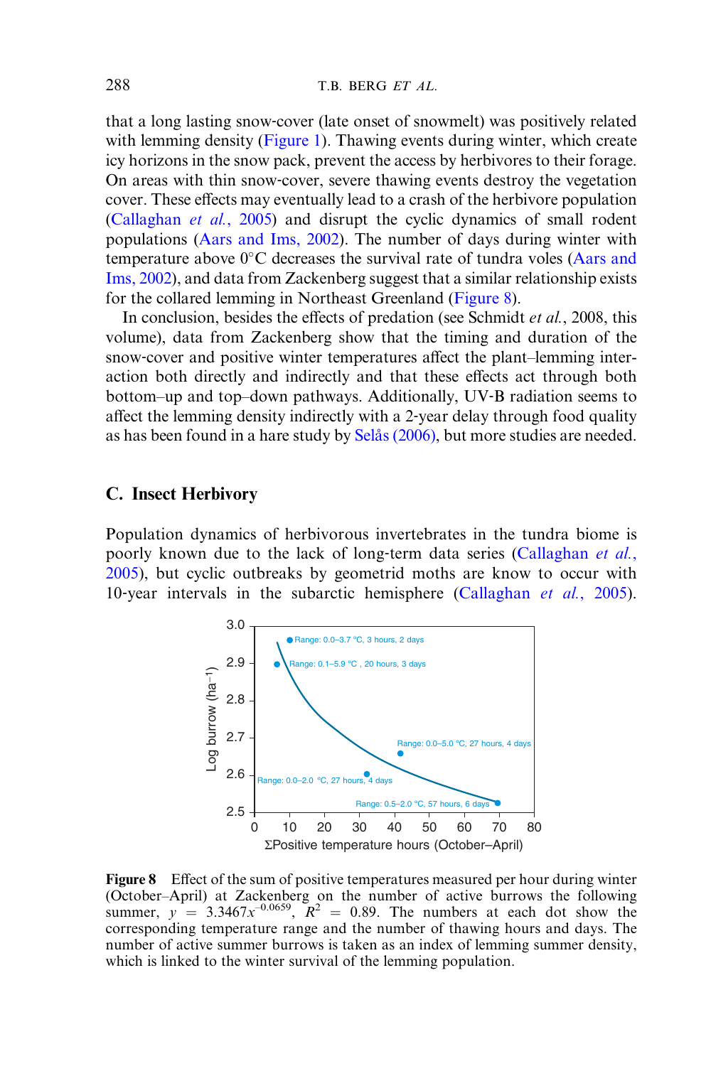that a long lasting snow-cover (late onset of snowmelt) was positively related with lemming density (Figure 1). Thawing events during winter, which create icy horizons in the snow pack, prevent the access by herbivores to their forage. On areas with thin snow-cover, severe thawing events destroy the vegetation cover. These effects may eventually lead to a crash of the herbivore population (Callaghan *et al.*, 2005) and disrupt the cyclic dynamics of small rodent populations (Aars and Ims, 2002). The number of days during winter with temperature above 0°C decreases the survival rate of tundra voles (Aars and Ims, 2002), and data from Zackenberg suggest that a similar relationship exists for the collared lemming in Northeast Greenland (Figure 8).

In conclusion, besides the effects of predation (see Schmidt *et al.*, 2008, this volume), data from Zackenberg show that the timing and duration of the snow-cover and positive winter temperatures affect the plant–lemming interaction both directly and indirectly and that these effects act through both bottom–up and top–down pathways. Additionally, UV-B radiation seems to affect the lemming density indirectly with a 2-year delay through food quality as has been found in a hare study by Selås (2006), but more studies are needed.

## C. Insect Herbivory

Population dynamics of herbivorous invertebrates in the tundra biome is poorly known due to the lack of long-term data series (Callaghan *et al.*, 2005), but cyclic outbreaks by geometrid moths are know to occur with 10-year intervals in the subarctic hemisphere (Callaghan *et al.*, 2005).

**Figure 8** Effect of the sum of positive temperatures measured per hour during winter (October–April) at Zackenberg on the number of active burrows the following summer, $y = 3.3467x^{-0.0659}$, $R^2 = 0.89$. The numbers at each dot show the corresponding temperature range and the number of thawing hours and days. The number of active summer burrows is taken as an index of lemming summer density, which is linked to the winter survival of the lemming population.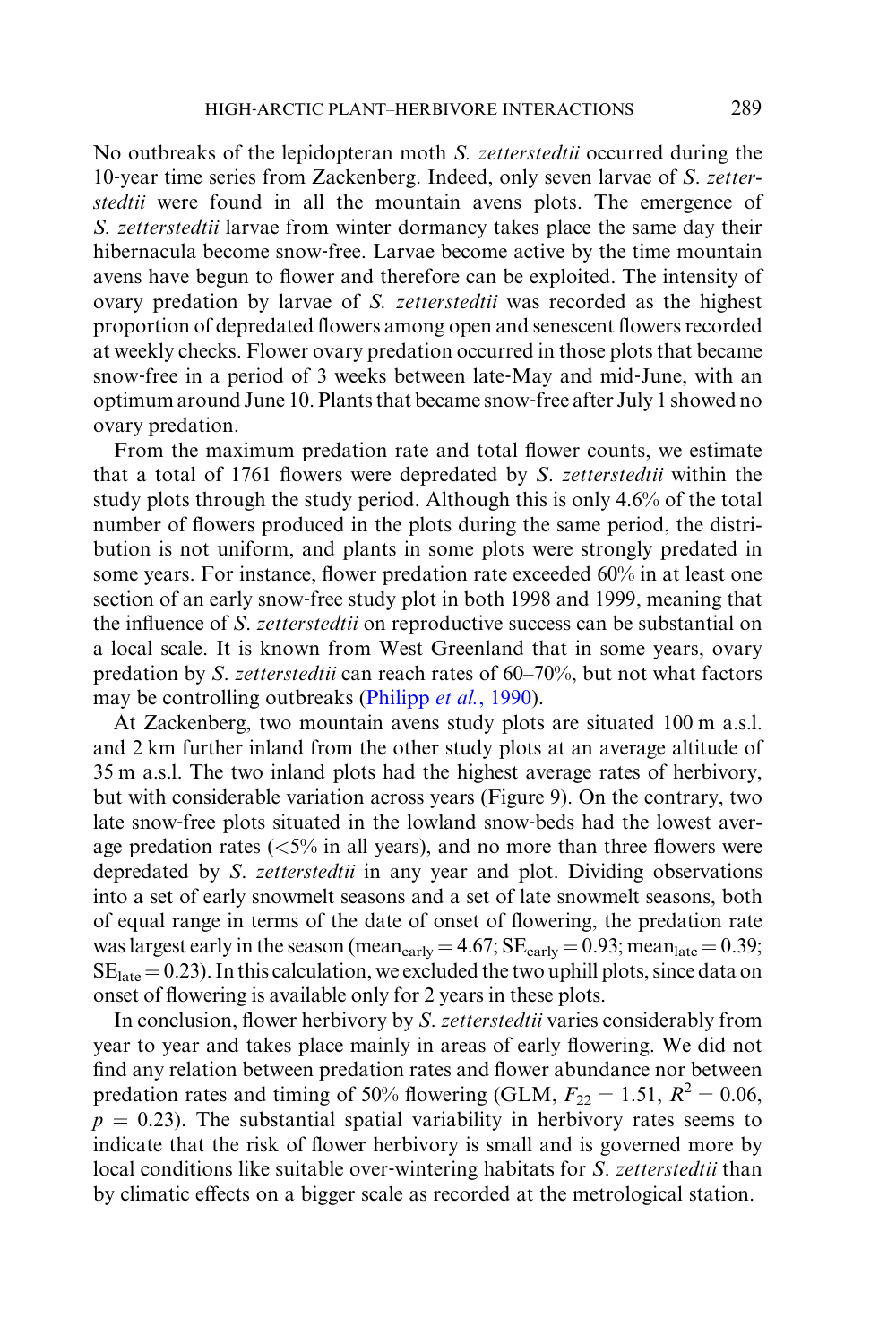No outbreaks of the lepidopteran moth *S. zetterstedtii* occurred during the 10-year time series from Zackenberg. Indeed, only seven larvae of *S. zetterstedtii* were found in all the mountain avens plots. The emergence of *S. zetterstedtii* larvae from winter dormancy takes place the same day their hibernacula become snow-free. Larvae become active by the time mountain avens have begun to flower and therefore can be exploited. The intensity of ovary predation by larvae of *S. zetterstedtii* was recorded as the highest proportion of depredated flowers among open and senescent flowers recorded at weekly checks. Flower ovary predation occurred in those plots that became snow-free in a period of 3 weeks between late-May and mid-June, with an optimum around June 10. Plants that became snow-free after July 1 showed no ovary predation.

From the maximum predation rate and total flower counts, we estimate that a total of 1761 flowers were depredated by *S. zetterstedtii* within the study plots through the study period. Although this is only 4.6% of the total number of flowers produced in the plots during the same period, the distribution is not uniform, and plants in some plots were strongly predated in some years. For instance, flower predation rate exceeded 60% in at least one section of an early snow-free study plot in both 1998 and 1999, meaning that the influence of *S. zetterstedtii* on reproductive success can be substantial on a local scale. It is known from West Greenland that in some years, ovary predation by *S. zetterstedtii* can reach rates of 60–70%, but not what factors may be controlling outbreaks (Philipp *et al.*, 1990).

At Zackenberg, two mountain avens study plots are situated 100 m a.s.l. and 2 km further inland from the other study plots at an average altitude of 35 m a.s.l. The two inland plots had the highest average rates of herbivory, but with considerable variation across years (Figure 9). On the contrary, two late snow-free plots situated in the lowland snow-beds had the lowest average predation rates (<5% in all years), and no more than three flowers were depredated by *S. zetterstedtii* in any year and plot. Dividing observations into a set of early snowmelt seasons and a set of late snowmelt seasons, both of equal range in terms of the date of onset of flowering, the predation rate was largest early in the season ($\text{mean}_{\text{early}} = 4.67$; $\text{SE}_{\text{early}} = 0.93$; $\text{mean}_{\text{late}} = 0.39$; $\text{SE}_{\text{late}} = 0.23$). In this calculation, we excluded the two uphill plots, since data on onset of flowering is available only for 2 years in these plots.

In conclusion, flower herbivory by *S. zetterstedtii* varies considerably from year to year and takes place mainly in areas of early flowering. We did not find any relation between predation rates and flower abundance nor between predation rates and timing of 50% flowering (GLM, $F_{22} = 1.51$, $R^2 = 0.06$, $p = 0.23$). The substantial spatial variability in herbivory rates seems to indicate that the risk of flower herbivory is small and is governed more by local conditions like suitable over-wintering habitats for *S. zetterstedtii* than by climatic effects on a bigger scale as recorded at the metrological station.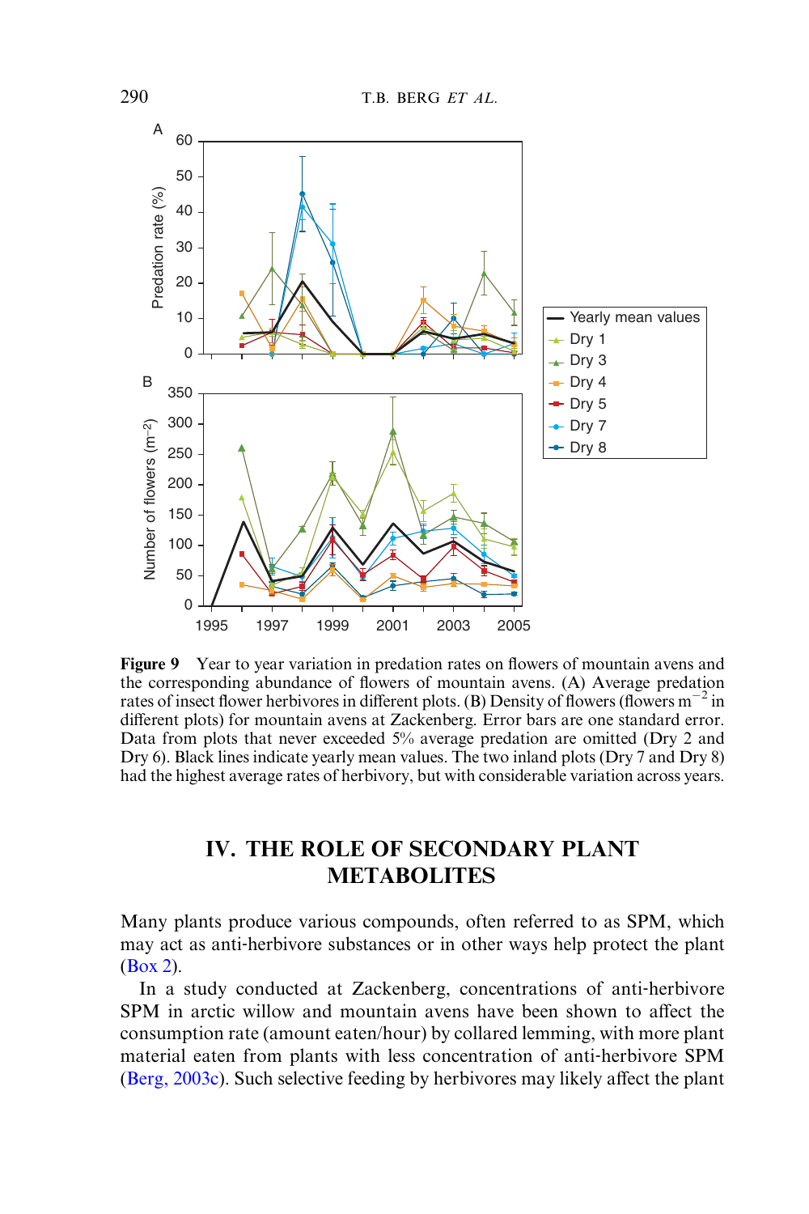**Figure 9** Year to year variation in predation rates on flowers of mountain avens and the corresponding abundance of flowers of mountain avens. (A) Average predation rates of insect flower herbivores in different plots. (B) Density of flowers (flowers $m^{-2}$ in different plots) for mountain avens at Zackenberg. Error bars are one standard error. Data from plots that never exceeded 5% average predation are omitted (Dry 2 and Dry 6). Black lines indicate yearly mean values. The two inland plots (Dry 7 and Dry 8) had the highest average rates of herbivory, but with considerable variation across years.

## IV. THE ROLE OF SECONDARY PLANT METABOLITES

Many plants produce various compounds, often referred to as SPM, which may act as anti-herbivore substances or in other ways help protect the plant (Box 2).

In a study conducted at Zackenberg, concentrations of anti-herbivore SPM in arctic willow and mountain avens have been shown to affect the consumption rate (amount eaten/hour) by collared lemming, with more plant material eaten from plants with less concentration of anti-herbivore SPM (Berg, 2003c). Such selective feeding by herbivores may likely affect the plant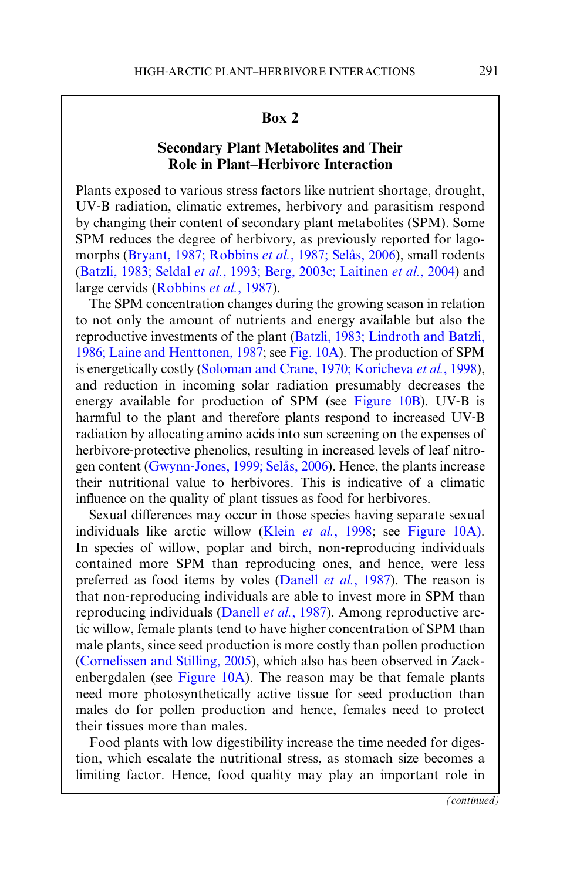## Box 2

### Secondary Plant Metabolites and Their Role in Plant–Herbivore Interaction

Plants exposed to various stress factors like nutrient shortage, drought, UV-B radiation, climatic extremes, herbivory and parasitism respond by changing their content of secondary plant metabolites (SPM). Some SPM reduces the degree of herbivory, as previously reported for lagomorphs (Bryant, 1987; Robbins *et al.*, 1987; Selås, 2006), small rodents (Batzli, 1983; Seldal *et al.*, 1993; Berg, 2003c; Laitinen *et al.*, 2004) and large cervids (Robbins *et al.*, 1987).

The SPM concentration changes during the growing season in relation to not only the amount of nutrients and energy available but also the reproductive investments of the plant (Batzli, 1983; Lindroth and Batzli, 1986; Laine and Henttonen, 1987; see Fig. 10A). The production of SPM is energetically costly (Soloman and Crane, 1970; Koricheva *et al.*, 1998), and reduction in incoming solar radiation presumably decreases the energy available for production of SPM (see Figure 10B). UV-B is harmful to the plant and therefore plants respond to increased UV-B radiation by allocating amino acids into sun screening on the expenses of herbivore-protective phenolics, resulting in increased levels of leaf nitrogen content (Gwynn-Jones, 1999; Selås, 2006). Hence, the plants increase their nutritional value to herbivores. This is indicative of a climatic influence on the quality of plant tissues as food for herbivores.

Sexual differences may occur in those species having separate sexual individuals like arctic willow (Klein *et al.*, 1998; see Figure 10A). In species of willow, poplar and birch, non-reproducing individuals contained more SPM than reproducing ones, and hence, were less preferred as food items by voles (Danell *et al.*, 1987). The reason is that non-reproducing individuals are able to invest more in SPM than reproducing individuals (Danell *et al.*, 1987). Among reproductive arctic willow, female plants tend to have higher concentration of SPM than male plants, since seed production is more costly than pollen production (Cornelissen and Stilling, 2005), which also has been observed in Zackenbergdalen (see Figure 10A). The reason may be that female plants need more photosynthetically active tissue for seed production than males do for pollen production and hence, females need to protect their tissues more than males.

Food plants with low digestibility increase the time needed for digestion, which escalate the nutritional stress, as stomach size becomes a limiting factor. Hence, food quality may play an important role in

*(continued)*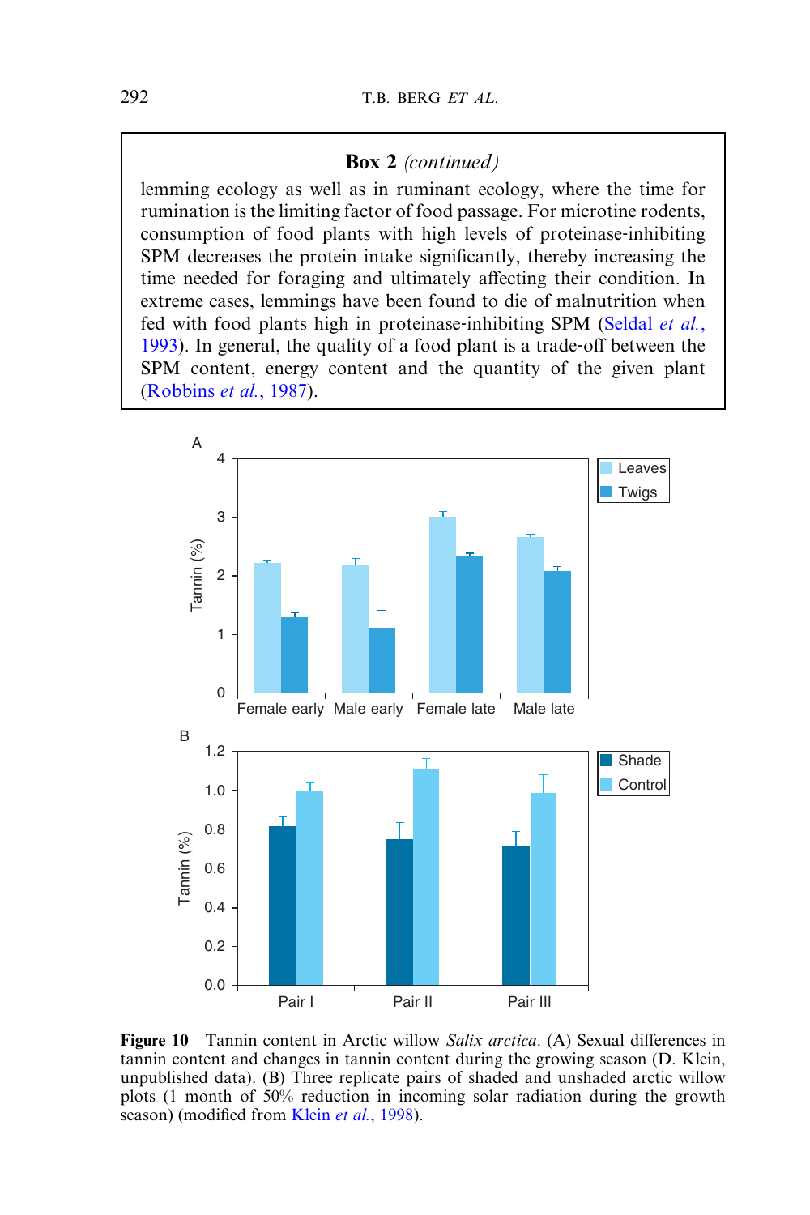**Box 2** *(continued)*

lemming ecology as well as in ruminant ecology, where the time for rumination is the limiting factor of food passage. For microtine rodents, consumption of food plants with high levels of proteinase-inhibiting SPM decreases the protein intake significantly, thereby increasing the time needed for foraging and ultimately affecting their condition. In extreme cases, lemmings have been found to die of malnutrition when fed with food plants high in proteinase-inhibiting SPM (Seldal *et al.*, 1993). In general, the quality of a food plant is a trade-off between the SPM content, energy content and the quantity of the given plant (Robbins *et al.*, 1987).

**Figure 10** Tannin content in Arctic willow *Salix arctica*. (A) Sexual differences in tannin content and changes in tannin content during the growing season (D. Klein, unpublished data). (B) Three replicate pairs of shaded and unshaded arctic willow plots (1 month of 50% reduction in incoming solar radiation during the growth season) (modified from Klein *et al.*, 1998).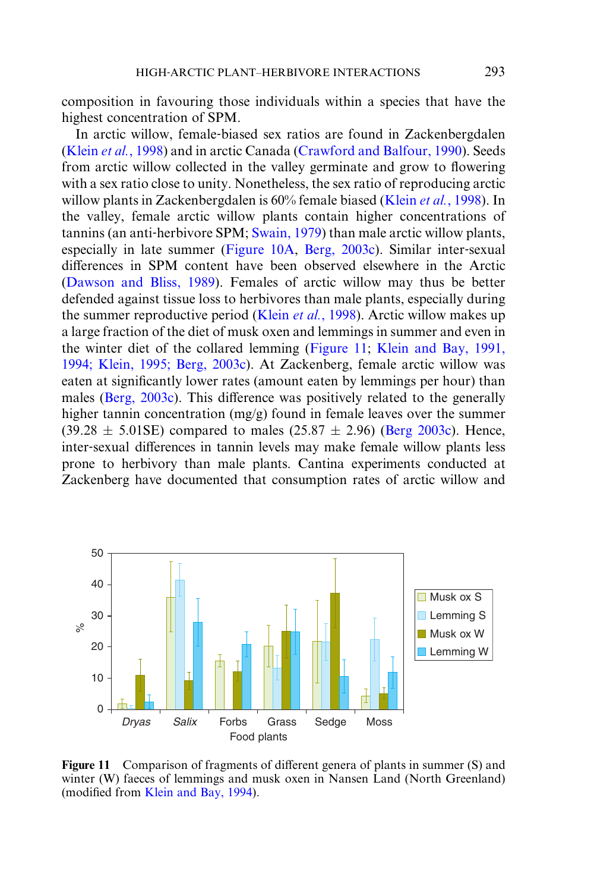composition in favouring those individuals within a species that have the highest concentration of SPM.

In arctic willow, female-biased sex ratios are found in Zackenbergdalen (Klein *et al.*, 1998) and in arctic Canada (Crawford and Balfour, 1990). Seeds from arctic willow collected in the valley germinate and grow to flowering with a sex ratio close to unity. Nonetheless, the sex ratio of reproducing arctic willow plants in Zackenbergdalen is 60% female biased (Klein *et al.*, 1998). In the valley, female arctic willow plants contain higher concentrations of tannins (an anti-herbivore SPM; Swain, 1979) than male arctic willow plants, especially in late summer (Figure 10A, Berg, 2003c). Similar inter-sexual differences in SPM content have been observed elsewhere in the Arctic (Dawson and Bliss, 1989). Females of arctic willow may thus be better defended against tissue loss to herbivores than male plants, especially during the summer reproductive period (Klein *et al.*, 1998). Arctic willow makes up a large fraction of the diet of musk oxen and lemmings in summer and even in the winter diet of the collared lemming (Figure 11; Klein and Bay, 1991, 1994; Klein, 1995; Berg, 2003c). At Zackenberg, female arctic willow was eaten at significantly lower rates (amount eaten by lemmings per hour) than males (Berg, 2003c). This difference was positively related to the generally higher tannin concentration (mg/g) found in female leaves over the summer (39.28 ± 5.01SE) compared to males (25.87 ± 2.96) (Berg 2003c). Hence, inter-sexual differences in tannin levels may make female willow plants less prone to herbivory than male plants. Cantina experiments conducted at Zackenberg have documented that consumption rates of arctic willow and

**Figure 11** Comparison of fragments of different genera of plants in summer (S) and winter (W) faeces of lemmings and musk oxen in Nansen Land (North Greenland) (modified from Klein and Bay, 1994).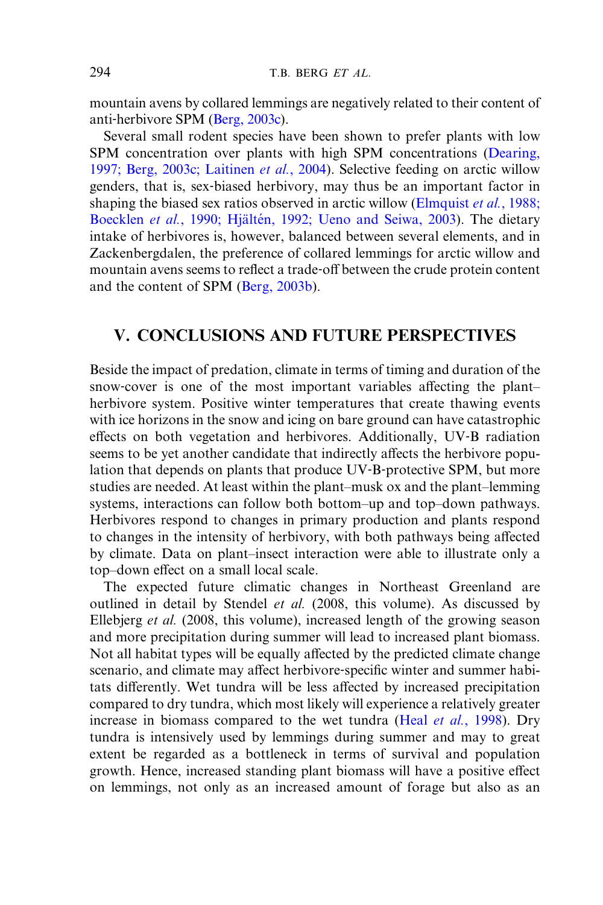mountain avens by collared lemmings are negatively related to their content of anti-herbivore SPM (Berg, 2003c).

Several small rodent species have been shown to prefer plants with low SPM concentration over plants with high SPM concentrations (Dearing, 1997; Berg, 2003c; Laitinen *et al.*, 2004). Selective feeding on arctic willow genders, that is, sex-biased herbivory, may thus be an important factor in shaping the biased sex ratios observed in arctic willow (Elmquist *et al.*, 1988; Boecklen *et al.*, 1990; Hjältén, 1992; Ueno and Seiwa, 2003). The dietary intake of herbivores is, however, balanced between several elements, and in Zackenbergdalen, the preference of collared lemmings for arctic willow and mountain avens seems to reflect a trade-off between the crude protein content and the content of SPM (Berg, 2003b).

## V. CONCLUSIONS AND FUTURE PERSPECTIVES

Beside the impact of predation, climate in terms of timing and duration of the snow-cover is one of the most important variables affecting the plant–herbivore system. Positive winter temperatures that create thawing events with ice horizons in the snow and icing on bare ground can have catastrophic effects on both vegetation and herbivores. Additionally, UV-B radiation seems to be yet another candidate that indirectly affects the herbivore population that depends on plants that produce UV-B-protective SPM, but more studies are needed. At least within the plant–musk ox and the plant–lemming systems, interactions can follow both bottom–up and top–down pathways. Herbivores respond to changes in primary production and plants respond to changes in the intensity of herbivory, with both pathways being affected by climate. Data on plant–insect interaction were able to illustrate only a top–down effect on a small local scale.

The expected future climatic changes in Northeast Greenland are outlined in detail by Stendel *et al.* (2008, this volume). As discussed by Ellebjerg *et al.* (2008, this volume), increased length of the growing season and more precipitation during summer will lead to increased plant biomass. Not all habitat types will be equally affected by the predicted climate change scenario, and climate may affect herbivore-specific winter and summer habitats differently. Wet tundra will be less affected by increased precipitation compared to dry tundra, which most likely will experience a relatively greater increase in biomass compared to the wet tundra (Heal *et al.*, 1998). Dry tundra is intensively used by lemmings during summer and may to great extent be regarded as a bottleneck in terms of survival and population growth. Hence, increased standing plant biomass will have a positive effect on lemmings, not only as an increased amount of forage but also as an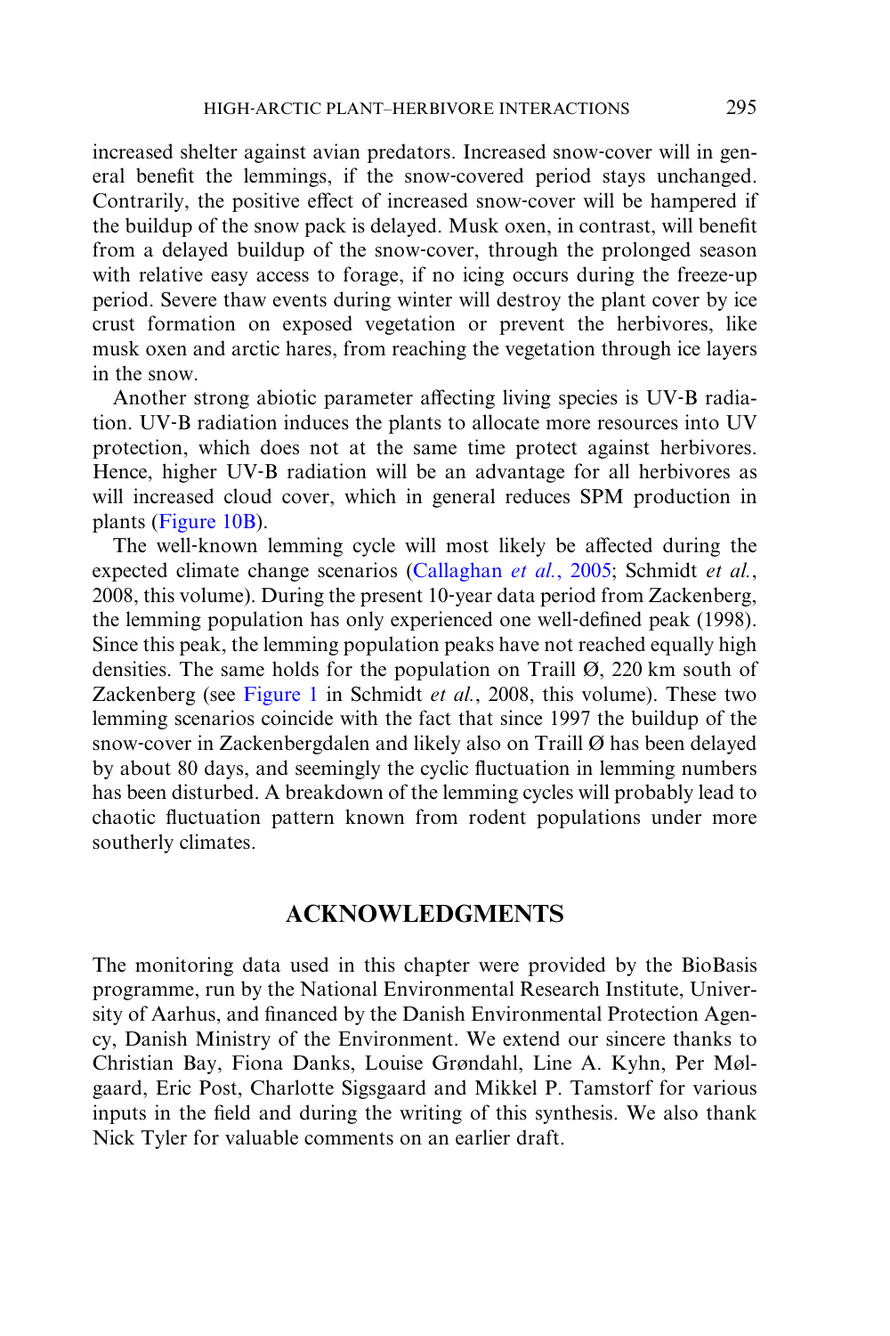increased shelter against avian predators. Increased snow-cover will in general benefit the lemmings, if the snow-covered period stays unchanged. Contrarily, the positive effect of increased snow-cover will be hampered if the buildup of the snow pack is delayed. Musk oxen, in contrast, will benefit from a delayed buildup of the snow-cover, through the prolonged season with relative easy access to forage, if no icing occurs during the freeze-up period. Severe thaw events during winter will destroy the plant cover by ice crust formation on exposed vegetation or prevent the herbivores, like musk oxen and arctic hares, from reaching the vegetation through ice layers in the snow.

Another strong abiotic parameter affecting living species is UV-B radiation. UV-B radiation induces the plants to allocate more resources into UV protection, which does not at the same time protect against herbivores. Hence, higher UV-B radiation will be an advantage for all herbivores as will increased cloud cover, which in general reduces SPM production in plants (Figure 10B).

The well-known lemming cycle will most likely be affected during the expected climate change scenarios (Callaghan *et al.*, 2005; Schmidt *et al.*, 2008, this volume). During the present 10-year data period from Zackenberg, the lemming population has only experienced one well-defined peak (1998). Since this peak, the lemming population peaks have not reached equally high densities. The same holds for the population on Traill Ø, 220 km south of Zackenberg (see Figure 1 in Schmidt *et al.*, 2008, this volume). These two lemming scenarios coincide with the fact that since 1997 the buildup of the snow-cover in Zackenbergdalen and likely also on Traill Ø has been delayed by about 80 days, and seemingly the cyclic fluctuation in lemming numbers has been disturbed. A breakdown of the lemming cycles will probably lead to chaotic fluctuation pattern known from rodent populations under more southerly climates.

## ACKNOWLEDGMENTS

The monitoring data used in this chapter were provided by the BioBasis programme, run by the National Environmental Research Institute, University of Aarhus, and financed by the Danish Environmental Protection Agency, Danish Ministry of the Environment. We extend our sincere thanks to Christian Bay, Fiona Danks, Louise Grøndahl, Line A. Kyhn, Per Mølgaard, Eric Post, Charlotte Sigsgaard and Mikkel P. Tamstorf for various inputs in the field and during the writing of this synthesis. We also thank Nick Tyler for valuable comments on an earlier draft.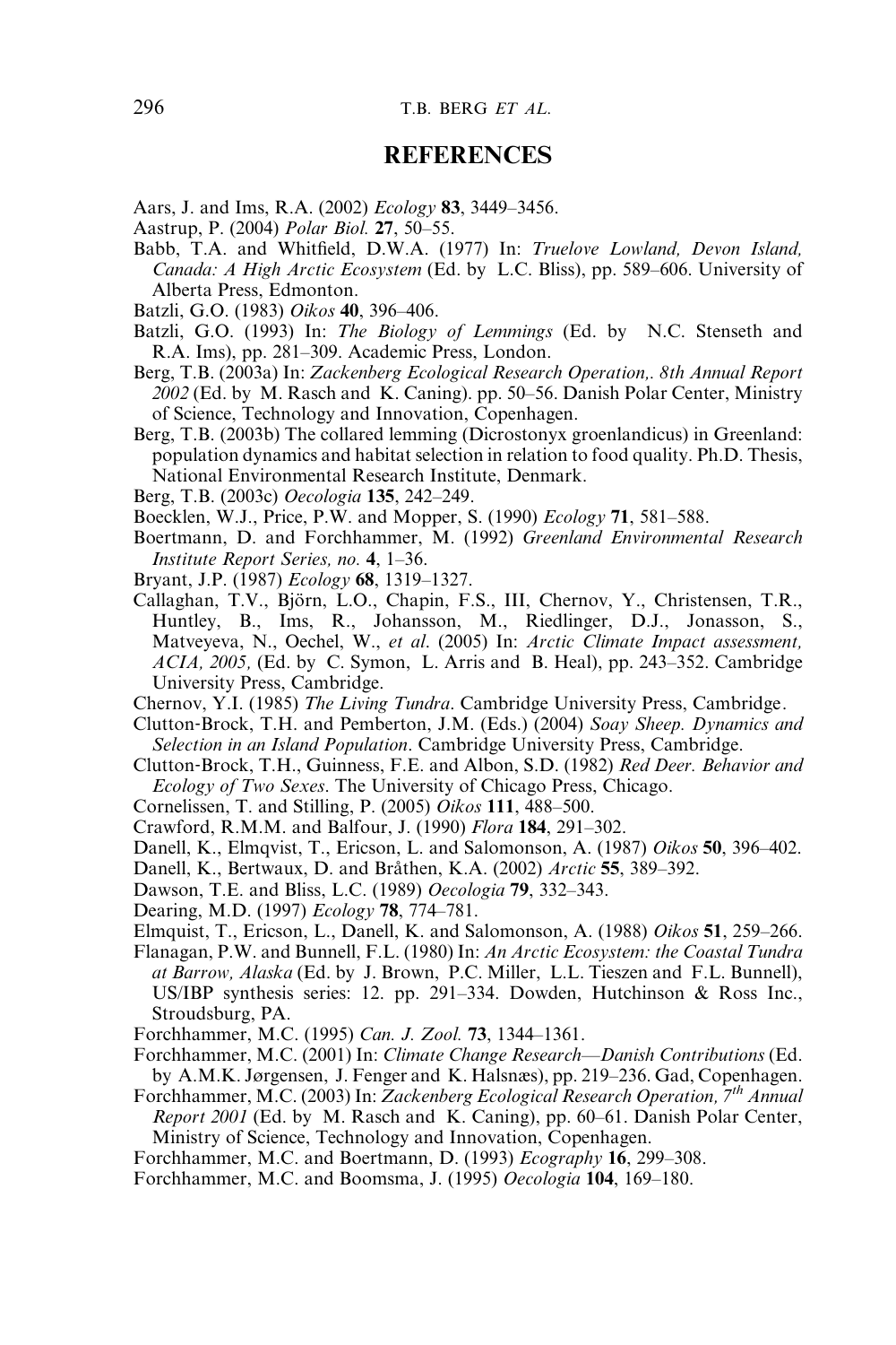## REFERENCES

Aars, J. and Ims, R.A. (2002) *Ecology* **83**, 3449–3456.

Aastrup, P. (2004) *Polar Biol.* **27**, 50–55.

Babb, T.A. and Whitfield, D.W.A. (1977) In: *Truelove Lowland, Devon Island, Canada: A High Arctic Ecosystem* (Ed. by L.C. Bliss), pp. 589–606. University of Alberta Press, Edmonton.

Batzli, G.O. (1983) *Oikos* **40**, 396–406.

Batzli, G.O. (1993) In: *The Biology of Lemmings* (Ed. by N.C. Stenseth and R.A. Ims), pp. 281–309. Academic Press, London.

Berg, T.B. (2003a) In: *Zackenberg Ecological Research Operation,. 8th Annual Report 2002* (Ed. by M. Rasch and K. Caning). pp. 50–56. Danish Polar Center, Ministry of Science, Technology and Innovation, Copenhagen.

Berg, T.B. (2003b) The collared lemming (Dicrostonyx groenlandicus) in Greenland: population dynamics and habitat selection in relation to food quality. Ph.D. Thesis, National Environmental Research Institute, Denmark.

Berg, T.B. (2003c) *Oecologia* **135**, 242–249.

Boecklen, W.J., Price, P.W. and Mopper, S. (1990) *Ecology* **71**, 581–588.

Boertmann, D. and Forchhammer, M. (1992) *Greenland Environmental Research Institute Report Series, no.* **4**, 1–36.

Bryant, J.P. (1987) *Ecology* **68**, 1319–1327.

Callaghan, T.V., Björn, L.O., Chapin, F.S., III, Chernov, Y., Christensen, T.R., Huntley, B., Ims, R., Johansson, M., Riedlinger, D.J., Jonasson, S., Matveyeva, N., Oechel, W., *et al.* (2005) In: *Arctic Climate Impact assessment, ACIA, 2005,* (Ed. by C. Symon, L. Arris and B. Heal), pp. 243–352. Cambridge University Press, Cambridge.

Chernov, Y.I. (1985) *The Living Tundra*. Cambridge University Press, Cambridge.

Clutton-Brock, T.H. and Pemberton, J.M. (Eds.) (2004) *Soay Sheep. Dynamics and Selection in an Island Population*. Cambridge University Press, Cambridge.

Clutton-Brock, T.H., Guinness, F.E. and Albon, S.D. (1982) *Red Deer. Behavior and Ecology of Two Sexes*. The University of Chicago Press, Chicago.

Cornelissen, T. and Stilling, P. (2005) *Oikos* **111**, 488–500.

Crawford, R.M.M. and Balfour, J. (1990) *Flora* **184**, 291–302.

Danell, K., Elmqvist, T., Ericson, L. and Salomonson, A. (1987) *Oikos* **50**, 396–402.

Danell, K., Bertwaux, D. and Bråthen, K.A. (2002) *Arctic* **55**, 389–392.

Dawson, T.E. and Bliss, L.C. (1989) *Oecologia* **79**, 332–343.

Dearing, M.D. (1997) *Ecology* **78**, 774–781.

Elmquist, T., Ericson, L., Danell, K. and Salomonson, A. (1988) *Oikos* **51**, 259–266.

Flanagan, P.W. and Bunnell, F.L. (1980) In: *An Arctic Ecosystem: the Coastal Tundra at Barrow, Alaska* (Ed. by J. Brown, P.C. Miller, L.L. Tieszen and F.L. Bunnell), US/IBP synthesis series: 12. pp. 291–334. Dowden, Hutchinson & Ross Inc., Stroudsburg, PA.

Forchhammer, M.C. (1995) *Can. J. Zool.* **73**, 1344–1361.

Forchhammer, M.C. (2001) In: *Climate Change Research—Danish Contributions* (Ed. by A.M.K. Jørgensen, J. Fenger and K. Halsnæs), pp. 219–236. Gad, Copenhagen.

Forchhammer, M.C. (2003) In: *Zackenberg Ecological Research Operation, 7th Annual Report 2001* (Ed. by M. Rasch and K. Caning), pp. 60–61. Danish Polar Center, Ministry of Science, Technology and Innovation, Copenhagen.

Forchhammer, M.C. and Boertmann, D. (1993) *Ecography* **16**, 299–308.

Forchhammer, M.C. and Boomsma, J. (1995) *Oecologia* **104**, 169–180.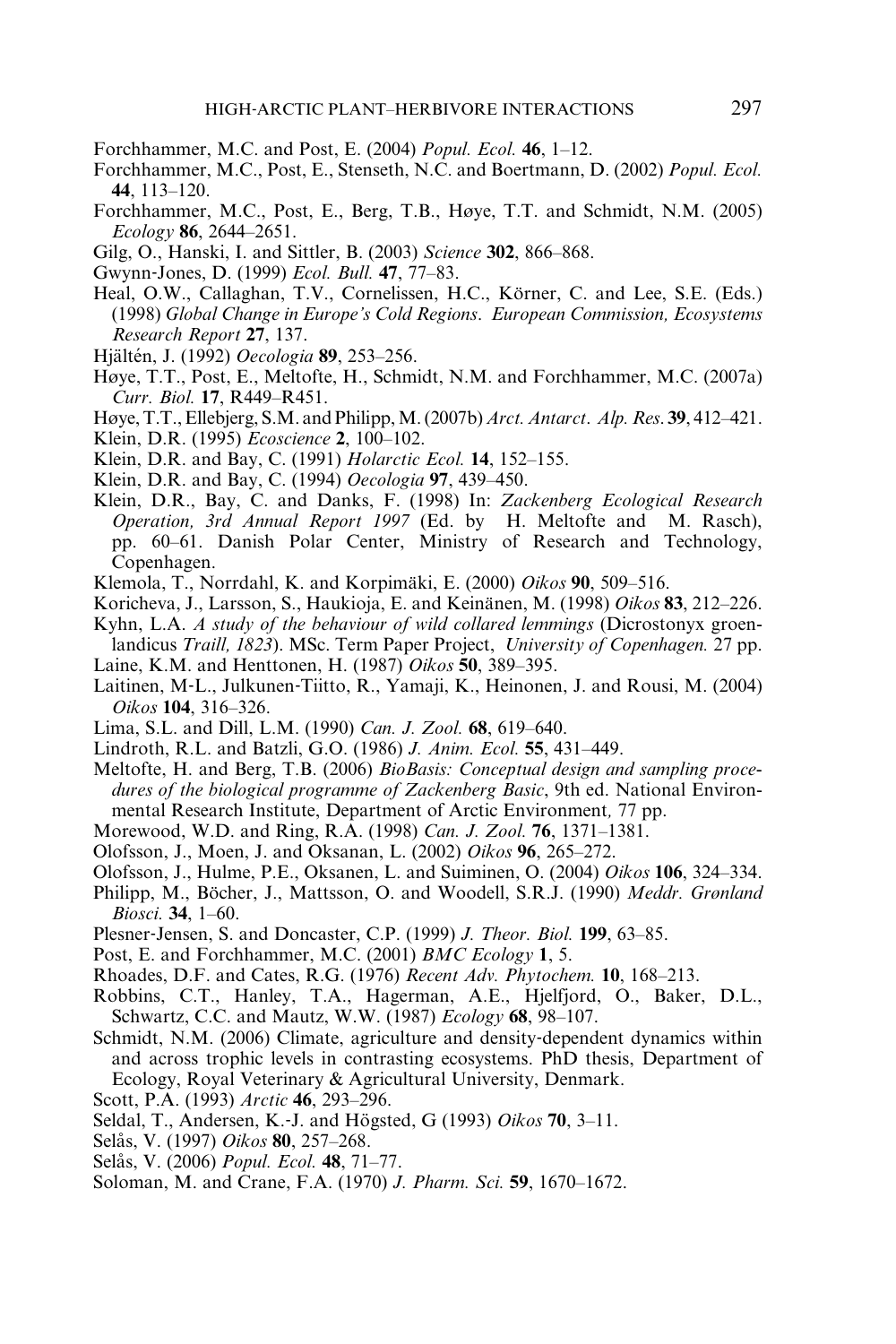Forchhammer, M.C. and Post, E. (2004) *Popul. Ecol.* **46**, 1–12.

Forchhammer, M.C., Post, E., Stenseth, N.C. and Boertmann, D. (2002) *Popul. Ecol.* **44**, 113–120.

Forchhammer, M.C., Post, E., Berg, T.B., Høye, T.T. and Schmidt, N.M. (2005) *Ecology* **86**, 2644–2651.

Gilg, O., Hanski, I. and Sittler, B. (2003) *Science* **302**, 866–868.

Gwynn-Jones, D. (1999) *Ecol. Bull.* **47**, 77–83.

Heal, O.W., Callaghan, T.V., Cornelissen, H.C., Körner, C. and Lee, S.E. (Eds.) (1998) *Global Change in Europe's Cold Regions*. *European Commission, Ecosystems Research Report* **27**, 137.

Hjältén, J. (1992) *Oecologia* **89**, 253–256.

Høye, T.T., Post, E., Meltofte, H., Schmidt, N.M. and Forchhammer, M.C. (2007a) *Curr. Biol.* **17**, R449–R451.

Høye, T.T., Ellebjerg, S.M. and Philipp, M. (2007b) *Arct. Antarct. Alp. Res.* **39**, 412–421.

Klein, D.R. (1995) *Ecoscience* **2**, 100–102.

Klein, D.R. and Bay, C. (1991) *Holarctic Ecol.* **14**, 152–155.

Klein, D.R. and Bay, C. (1994) *Oecologia* **97**, 439–450.

Klein, D.R., Bay, C. and Danks, F. (1998) In: *Zackenberg Ecological Research Operation, 3rd Annual Report 1997* (Ed. by H. Meltofte and M. Rasch), pp. 60–61. Danish Polar Center, Ministry of Research and Technology, Copenhagen.

Klemola, T., Norrdahl, K. and Korpimäki, E. (2000) *Oikos* **90**, 509–516.

Koricheva, J., Larsson, S., Haukioja, E. and Keinänen, M. (1998) *Oikos* **83**, 212–226.

Kyhn, L.A. *A study of the behaviour of wild collared lemmings* (Dicrostonyx groenlandicus *Traill, 1823*). MSc. Term Paper Project, *University of Copenhagen.* 27 pp.

Laine, K.M. and Henttonen, H. (1987) *Oikos* **50**, 389–395.

Laitinen, M-L., Julkunen-Tiitto, R., Yamaji, K., Heinonen, J. and Rousi, M. (2004) *Oikos* **104**, 316–326.

Lima, S.L. and Dill, L.M. (1990) *Can. J. Zool.* **68**, 619–640.

Lindroth, R.L. and Batzli, G.O. (1986) *J. Anim. Ecol.* **55**, 431–449.

Meltofte, H. and Berg, T.B. (2006) *BioBasis: Conceptual design and sampling procedures of the biological programme of Zackenberg Basic*, 9th ed. National Environmental Research Institute, Department of Arctic Environment*,* 77 pp.

Morewood, W.D. and Ring, R.A. (1998) *Can. J. Zool.* **76**, 1371–1381.

Olofsson, J., Moen, J. and Oksanan, L. (2002) *Oikos* **96**, 265–272.

Olofsson, J., Hulme, P.E., Oksanen, L. and Suiminen, O. (2004) *Oikos* **106**, 324–334.

Philipp, M., Böcher, J., Mattsson, O. and Woodell, S.R.J. (1990) *Meddr. Grønland Biosci.* **34**, 1–60.

Plesner-Jensen, S. and Doncaster, C.P. (1999) *J. Theor. Biol.* **199**, 63–85.

Post, E. and Forchhammer, M.C. (2001) *BMC Ecology* **1**, 5.

Rhoades, D.F. and Cates, R.G. (1976) *Recent Adv. Phytochem.* **10**, 168–213.

Robbins, C.T., Hanley, T.A., Hagerman, A.E., Hjelfjord, O., Baker, D.L., Schwartz, C.C. and Mautz, W.W. (1987) *Ecology* **68**, 98–107.

Schmidt, N.M. (2006) Climate, agriculture and density-dependent dynamics within and across trophic levels in contrasting ecosystems. PhD thesis, Department of Ecology, Royal Veterinary & Agricultural University, Denmark.

Scott, P.A. (1993) *Arctic* **46**, 293–296.

Seldal, T., Andersen, K.-J. and Högsted, G (1993) *Oikos* **70**, 3–11.

Selås, V. (1997) *Oikos* **80**, 257–268.

Selås, V. (2006) *Popul. Ecol.* **48**, 71–77.

Soloman, M. and Crane, F.A. (1970) *J. Pharm. Sci.* **59**, 1670–1672.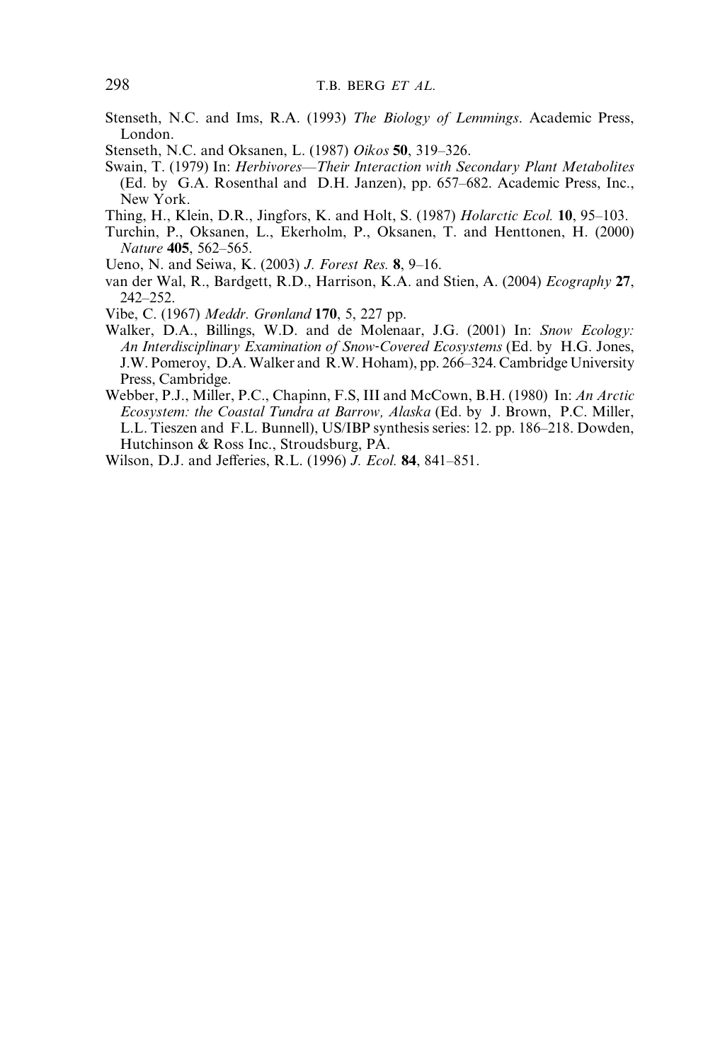Stenseth, N.C. and Ims, R.A. (1993) *The Biology of Lemmings*. Academic Press, London.

Stenseth, N.C. and Oksanen, L. (1987) *Oikos* **50**, 319–326.

Swain, T. (1979) In: *Herbivores—Their Interaction with Secondary Plant Metabolites* (Ed. by G.A. Rosenthal and D.H. Janzen), pp. 657–682. Academic Press, Inc., New York.

Thing, H., Klein, D.R., Jingfors, K. and Holt, S. (1987) *Holarctic Ecol.* **10**, 95–103.

Turchin, P., Oksanen, L., Ekerholm, P., Oksanen, T. and Henttonen, H. (2000) *Nature* **405**, 562–565.

Ueno, N. and Seiwa, K. (2003) *J. Forest Res.* **8**, 9–16.

van der Wal, R., Bardgett, R.D., Harrison, K.A. and Stien, A. (2004) *Ecography* **27**, 242–252.

Vibe, C. (1967) *Meddr. Grønland* **170**, 5, 227 pp.

Walker, D.A., Billings, W.D. and de Molenaar, J.G. (2001) In: *Snow Ecology: An Interdisciplinary Examination of Snow-Covered Ecosystems* (Ed. by H.G. Jones, J.W. Pomeroy, D.A. Walker and R.W. Hoham), pp. 266–324. Cambridge University Press, Cambridge.

Webber, P.J., Miller, P.C., Chapinn, F.S, III and McCown, B.H. (1980) In: *An Arctic Ecosystem: the Coastal Tundra at Barrow, Alaska* (Ed. by J. Brown, P.C. Miller, L.L. Tieszen and F.L. Bunnell), US/IBP synthesis series: 12. pp. 186–218. Dowden, Hutchinson & Ross Inc., Stroudsburg, PA.

Wilson, D.J. and Jefferies, R.L. (1996) *J. Ecol.* **84**, 841–851.